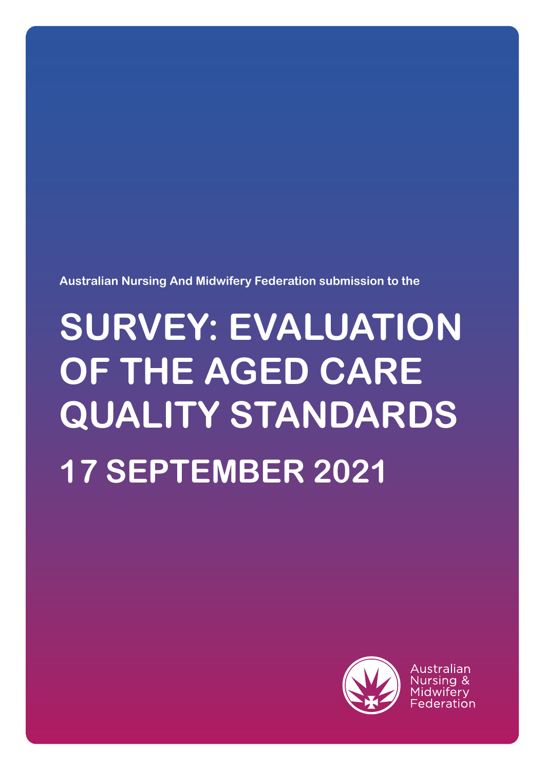Australian Nursing And Midwifery Federation submission to the

# SURVEY: EVALUATION OF THE AGED CARE QUALITY STANDARDS

## 17 SEPTEMBER 2021

Australian Nursing & Midwifery Federation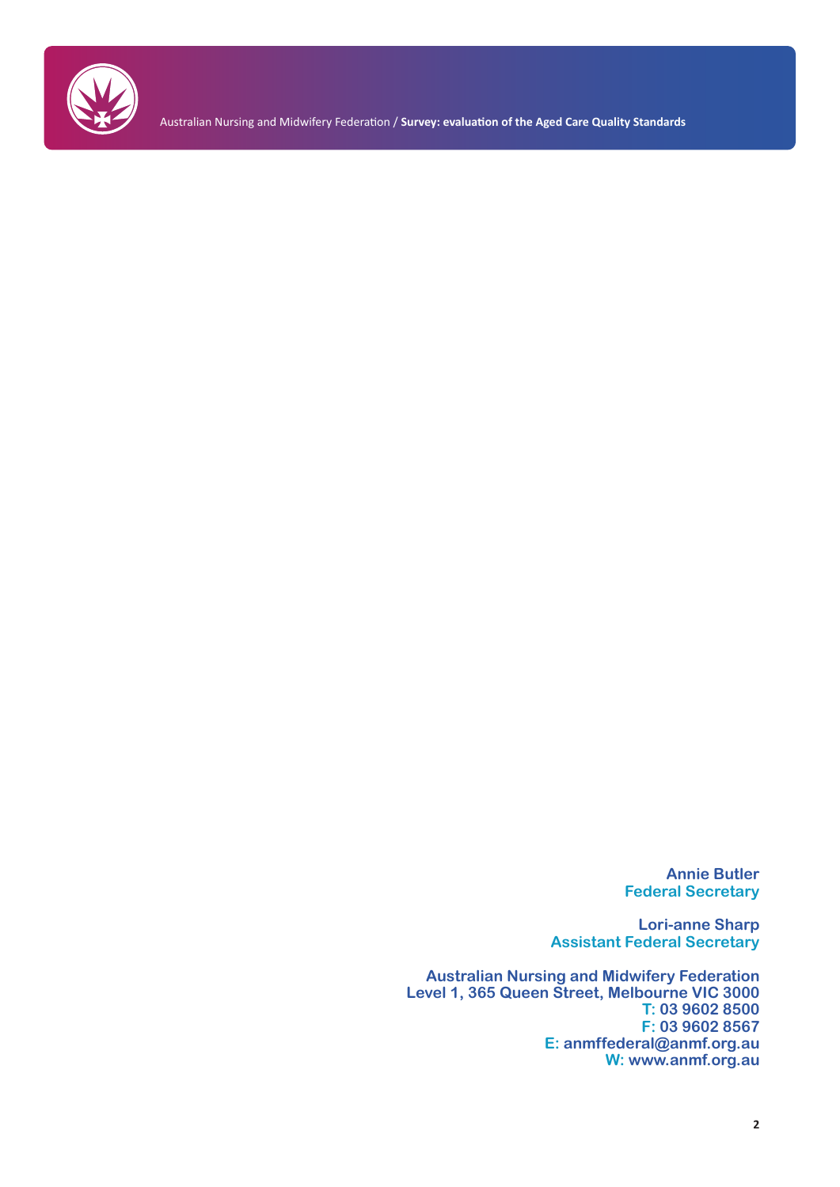**Annie Butler**
**Federal Secretary**

**Lori-anne Sharp**
**Assistant Federal Secretary**

**Australian Nursing and Midwifery Federation**
**Level 1, 365 Queen Street, Melbourne VIC 3000**
**T: 03 9602 8500**
**F: 03 9602 8567**
**E: anmffederal@anmf.org.au**
**W: www.anmf.org.au**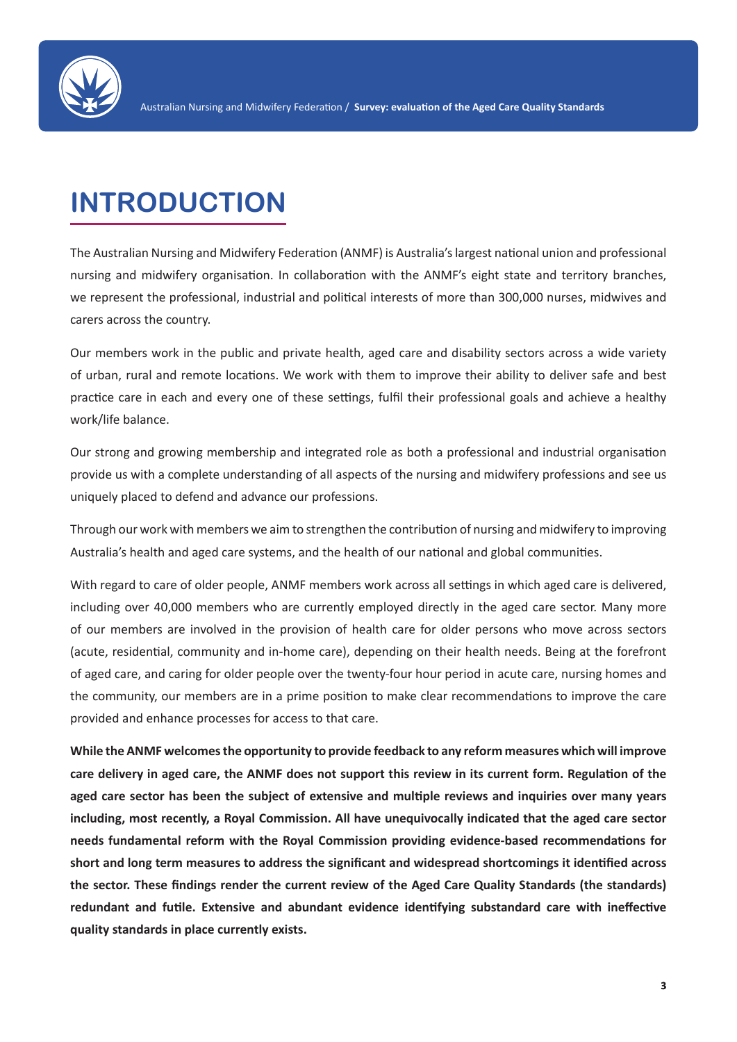# INTRODUCTION

The Australian Nursing and Midwifery Federation (ANMF) is Australia's largest national union and professional nursing and midwifery organisation. In collaboration with the ANMF's eight state and territory branches, we represent the professional, industrial and political interests of more than 300,000 nurses, midwives and carers across the country.

Our members work in the public and private health, aged care and disability sectors across a wide variety of urban, rural and remote locations. We work with them to improve their ability to deliver safe and best practice care in each and every one of these settings, fulfil their professional goals and achieve a healthy work/life balance.

Our strong and growing membership and integrated role as both a professional and industrial organisation provide us with a complete understanding of all aspects of the nursing and midwifery professions and see us uniquely placed to defend and advance our professions.

Through our work with members we aim to strengthen the contribution of nursing and midwifery to improving Australia's health and aged care systems, and the health of our national and global communities.

With regard to care of older people, ANMF members work across all settings in which aged care is delivered, including over 40,000 members who are currently employed directly in the aged care sector. Many more of our members are involved in the provision of health care for older persons who move across sectors (acute, residential, community and in-home care), depending on their health needs. Being at the forefront of aged care, and caring for older people over the twenty-four hour period in acute care, nursing homes and the community, our members are in a prime position to make clear recommendations to improve the care provided and enhance processes for access to that care.

**While the ANMF welcomes the opportunity to provide feedback to any reform measures which will improve care delivery in aged care, the ANMF does not support this review in its current form. Regulation of the aged care sector has been the subject of extensive and multiple reviews and inquiries over many years including, most recently, a Royal Commission. All have unequivocally indicated that the aged care sector needs fundamental reform with the Royal Commission providing evidence-based recommendations for short and long term measures to address the significant and widespread shortcomings it identified across the sector. These findings render the current review of the Aged Care Quality Standards (the standards) redundant and futile. Extensive and abundant evidence identifying substandard care with ineffective quality standards in place currently exists.**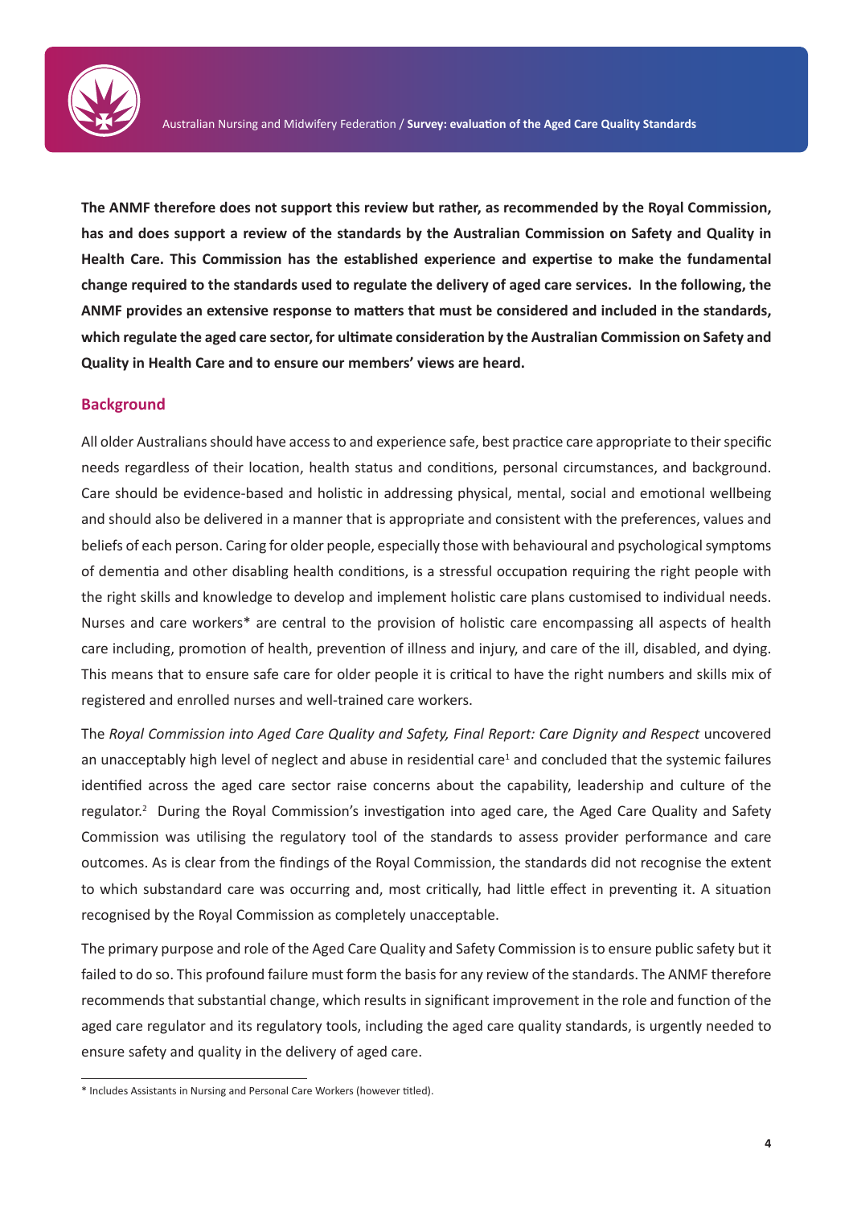**The ANMF therefore does not support this review but rather, as recommended by the Royal Commission, has and does support a review of the standards by the Australian Commission on Safety and Quality in Health Care. This Commission has the established experience and expertise to make the fundamental change required to the standards used to regulate the delivery of aged care services. In the following, the ANMF provides an extensive response to matters that must be considered and included in the standards, which regulate the aged care sector, for ultimate consideration by the Australian Commission on Safety and Quality in Health Care and to ensure our members' views are heard.**

## Background

All older Australians should have access to and experience safe, best practice care appropriate to their specific needs regardless of their location, health status and conditions, personal circumstances, and background. Care should be evidence-based and holistic in addressing physical, mental, social and emotional wellbeing and should also be delivered in a manner that is appropriate and consistent with the preferences, values and beliefs of each person. Caring for older people, especially those with behavioural and psychological symptoms of dementia and other disabling health conditions, is a stressful occupation requiring the right people with the right skills and knowledge to develop and implement holistic care plans customised to individual needs. Nurses and care workers* are central to the provision of holistic care encompassing all aspects of health care including, promotion of health, prevention of illness and injury, and care of the ill, disabled, and dying. This means that to ensure safe care for older people it is critical to have the right numbers and skills mix of registered and enrolled nurses and well-trained care workers.

The *Royal Commission into Aged Care Quality and Safety, Final Report: Care Dignity and Respect* uncovered an unacceptably high level of neglect and abuse in residential care[1] and concluded that the systemic failures identified across the aged care sector raise concerns about the capability, leadership and culture of the regulator.[2] During the Royal Commission's investigation into aged care, the Aged Care Quality and Safety Commission was utilising the regulatory tool of the standards to assess provider performance and care outcomes. As is clear from the findings of the Royal Commission, the standards did not recognise the extent to which substandard care was occurring and, most critically, had little effect in preventing it. A situation recognised by the Royal Commission as completely unacceptable.

The primary purpose and role of the Aged Care Quality and Safety Commission is to ensure public safety but it failed to do so. This profound failure must form the basis for any review of the standards. The ANMF therefore recommends that substantial change, which results in significant improvement in the role and function of the aged care regulator and its regulatory tools, including the aged care quality standards, is urgently needed to ensure safety and quality in the delivery of aged care.

---

* Includes Assistants in Nursing and Personal Care Workers (however titled).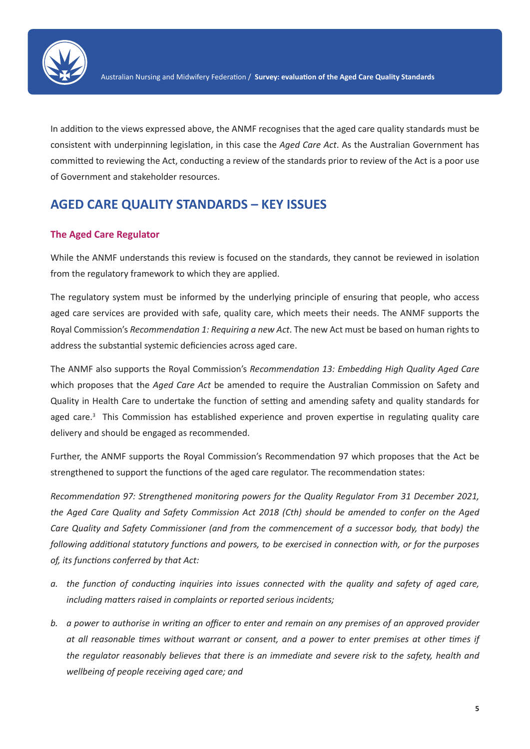In addition to the views expressed above, the ANMF recognises that the aged care quality standards must be consistent with underpinning legislation, in this case the *Aged Care Act*. As the Australian Government has committed to reviewing the Act, conducting a review of the standards prior to review of the Act is a poor use of Government and stakeholder resources.

## AGED CARE QUALITY STANDARDS – KEY ISSUES

### The Aged Care Regulator

While the ANMF understands this review is focused on the standards, they cannot be reviewed in isolation from the regulatory framework to which they are applied.

The regulatory system must be informed by the underlying principle of ensuring that people, who access aged care services are provided with safe, quality care, which meets their needs. The ANMF supports the Royal Commission's *Recommendation 1: Requiring a new Act*. The new Act must be based on human rights to address the substantial systemic deficiencies across aged care.

The ANMF also supports the Royal Commission's *Recommendation 13: Embedding High Quality Aged Care* which proposes that the *Aged Care Act* be amended to require the Australian Commission on Safety and Quality in Health Care to undertake the function of setting and amending safety and quality standards for aged care.[3] This Commission has established experience and proven expertise in regulating quality care delivery and should be engaged as recommended.

Further, the ANMF supports the Royal Commission's Recommendation 97 which proposes that the Act be strengthened to support the functions of the aged care regulator. The recommendation states:

*Recommendation 97: Strengthened monitoring powers for the Quality Regulator From 31 December 2021, the Aged Care Quality and Safety Commission Act 2018 (Cth) should be amended to confer on the Aged Care Quality and Safety Commissioner (and from the commencement of a successor body, that body) the following additional statutory functions and powers, to be exercised in connection with, or for the purposes of, its functions conferred by that Act:*

a. *the function of conducting inquiries into issues connected with the quality and safety of aged care, including matters raised in complaints or reported serious incidents;*

b. *a power to authorise in writing an officer to enter and remain on any premises of an approved provider at all reasonable times without warrant or consent, and a power to enter premises at other times if the regulator reasonably believes that there is an immediate and severe risk to the safety, health and wellbeing of people receiving aged care; and*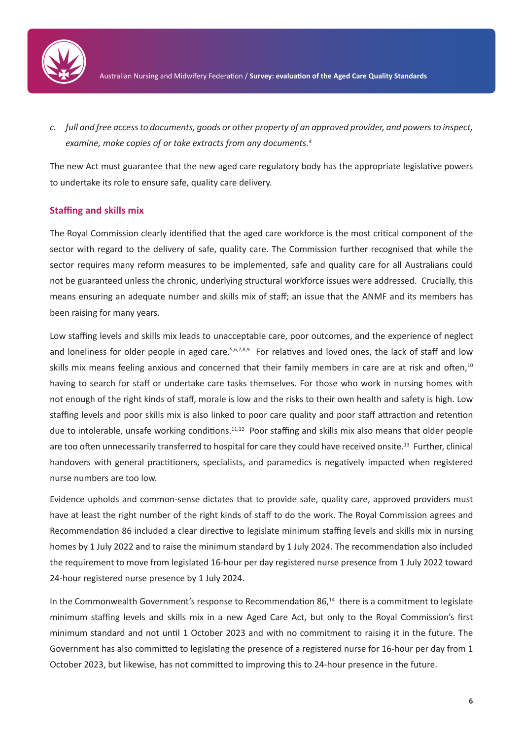c. *full and free access to documents, goods or other property of an approved provider, and powers to inspect, examine, make copies of or take extracts from any documents.*[4]

The new Act must guarantee that the new aged care regulatory body has the appropriate legislative powers to undertake its role to ensure safe, quality care delivery.

## Staffing and skills mix

The Royal Commission clearly identified that the aged care workforce is the most critical component of the sector with regard to the delivery of safe, quality care. The Commission further recognised that while the sector requires many reform measures to be implemented, safe and quality care for all Australians could not be guaranteed unless the chronic, underlying structural workforce issues were addressed. Crucially, this means ensuring an adequate number and skills mix of staff; an issue that the ANMF and its members has been raising for many years.

Low staffing levels and skills mix leads to unacceptable care, poor outcomes, and the experience of neglect and loneliness for older people in aged care.[5,6,7,8,9] For relatives and loved ones, the lack of staff and low skills mix means feeling anxious and concerned that their family members in care are at risk and often,[10] having to search for staff or undertake care tasks themselves. For those who work in nursing homes with not enough of the right kinds of staff, morale is low and the risks to their own health and safety is high. Low staffing levels and poor skills mix is also linked to poor care quality and poor staff attraction and retention due to intolerable, unsafe working conditions.[11,12] Poor staffing and skills mix also means that older people are too often unnecessarily transferred to hospital for care they could have received onsite.[13] Further, clinical handovers with general practitioners, specialists, and paramedics is negatively impacted when registered nurse numbers are too low.

Evidence upholds and common-sense dictates that to provide safe, quality care, approved providers must have at least the right number of the right kinds of staff to do the work. The Royal Commission agrees and Recommendation 86 included a clear directive to legislate minimum staffing levels and skills mix in nursing homes by 1 July 2022 and to raise the minimum standard by 1 July 2024. The recommendation also included the requirement to move from legislated 16-hour per day registered nurse presence from 1 July 2022 toward 24-hour registered nurse presence by 1 July 2024.

In the Commonwealth Government's response to Recommendation 86,[14] there is a commitment to legislate minimum staffing levels and skills mix in a new Aged Care Act, but only to the Royal Commission's first minimum standard and not until 1 October 2023 and with no commitment to raising it in the future. The Government has also committed to legislating the presence of a registered nurse for 16-hour per day from 1 October 2023, but likewise, has not committed to improving this to 24-hour presence in the future.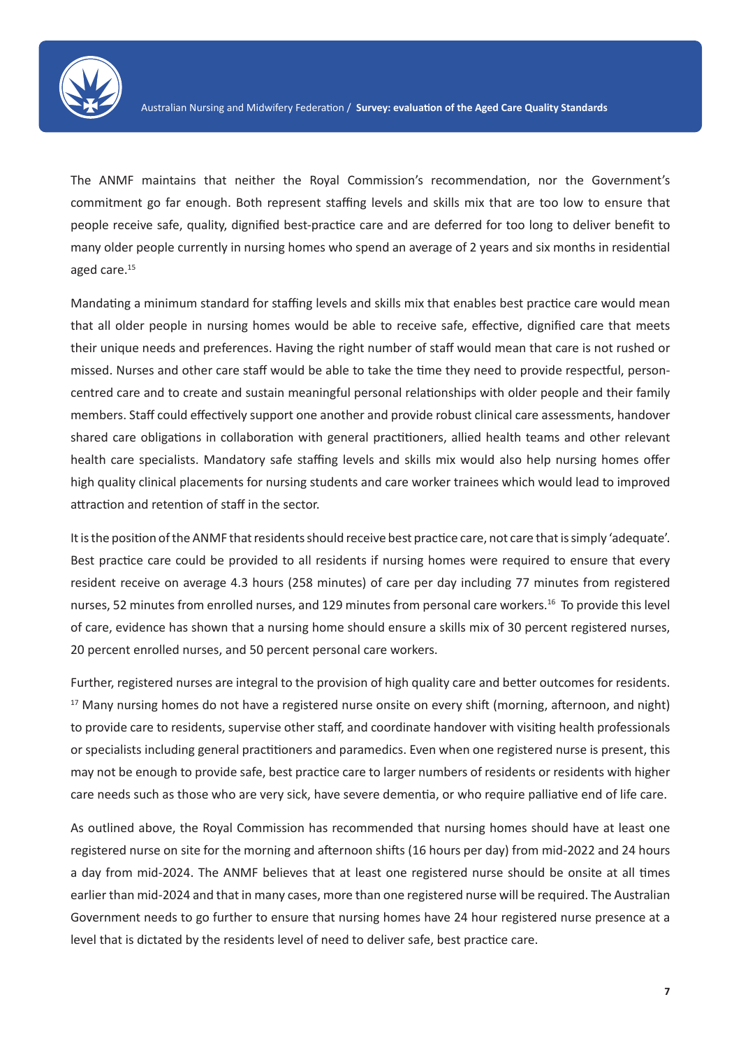The ANMF maintains that neither the Royal Commission's recommendation, nor the Government's commitment go far enough. Both represent staffing levels and skills mix that are too low to ensure that people receive safe, quality, dignified best-practice care and are deferred for too long to deliver benefit to many older people currently in nursing homes who spend an average of 2 years and six months in residential aged care.[15]

Mandating a minimum standard for staffing levels and skills mix that enables best practice care would mean that all older people in nursing homes would be able to receive safe, effective, dignified care that meets their unique needs and preferences. Having the right number of staff would mean that care is not rushed or missed. Nurses and other care staff would be able to take the time they need to provide respectful, person-centred care and to create and sustain meaningful personal relationships with older people and their family members. Staff could effectively support one another and provide robust clinical care assessments, handover shared care obligations in collaboration with general practitioners, allied health teams and other relevant health care specialists. Mandatory safe staffing levels and skills mix would also help nursing homes offer high quality clinical placements for nursing students and care worker trainees which would lead to improved attraction and retention of staff in the sector.

It is the position of the ANMF that residents should receive best practice care, not care that is simply 'adequate'. Best practice care could be provided to all residents if nursing homes were required to ensure that every resident receive on average 4.3 hours (258 minutes) of care per day including 77 minutes from registered nurses, 52 minutes from enrolled nurses, and 129 minutes from personal care workers.[16] To provide this level of care, evidence has shown that a nursing home should ensure a skills mix of 30 percent registered nurses, 20 percent enrolled nurses, and 50 percent personal care workers.

Further, registered nurses are integral to the provision of high quality care and better outcomes for residents.[17] Many nursing homes do not have a registered nurse onsite on every shift (morning, afternoon, and night) to provide care to residents, supervise other staff, and coordinate handover with visiting health professionals or specialists including general practitioners and paramedics. Even when one registered nurse is present, this may not be enough to provide safe, best practice care to larger numbers of residents or residents with higher care needs such as those who are very sick, have severe dementia, or who require palliative end of life care.

As outlined above, the Royal Commission has recommended that nursing homes should have at least one registered nurse on site for the morning and afternoon shifts (16 hours per day) from mid-2022 and 24 hours a day from mid-2024. The ANMF believes that at least one registered nurse should be onsite at all times earlier than mid-2024 and that in many cases, more than one registered nurse will be required. The Australian Government needs to go further to ensure that nursing homes have 24 hour registered nurse presence at a level that is dictated by the residents level of need to deliver safe, best practice care.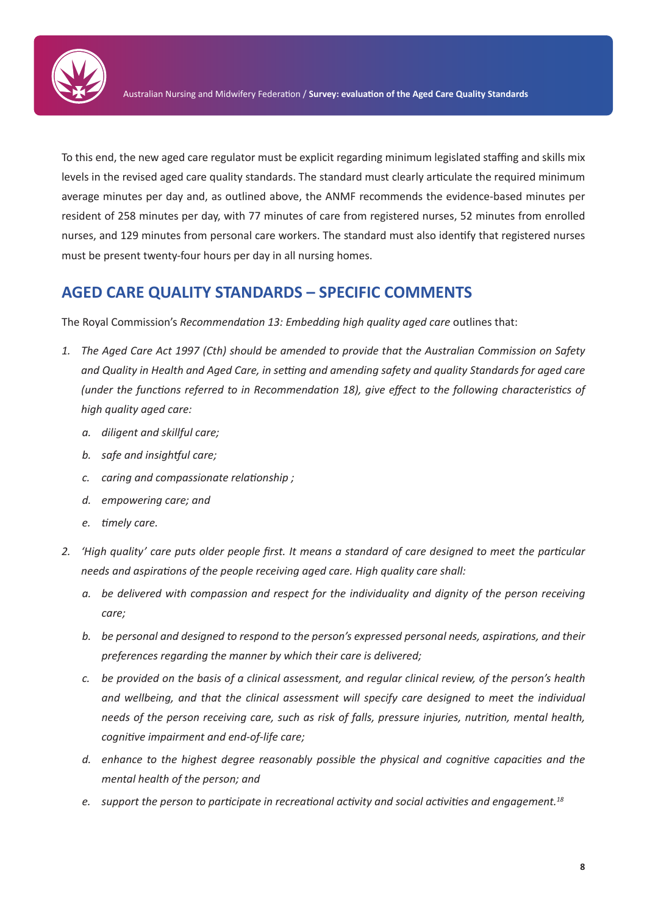To this end, the new aged care regulator must be explicit regarding minimum legislated staffing and skills mix levels in the revised aged care quality standards. The standard must clearly articulate the required minimum average minutes per day and, as outlined above, the ANMF recommends the evidence-based minutes per resident of 258 minutes per day, with 77 minutes of care from registered nurses, 52 minutes from enrolled nurses, and 129 minutes from personal care workers. The standard must also identify that registered nurses must be present twenty-four hours per day in all nursing homes.

## AGED CARE QUALITY STANDARDS – SPECIFIC COMMENTS

The Royal Commission's *Recommendation 13: Embedding high quality aged care* outlines that:

1. *The Aged Care Act 1997 (Cth) should be amended to provide that the Australian Commission on Safety and Quality in Health and Aged Care, in setting and amending safety and quality Standards for aged care (under the functions referred to in Recommendation 18), give effect to the following characteristics of high quality aged care:*
    a. *diligent and skillful care;*
    b. *safe and insightful care;*
    c. *caring and compassionate relationship ;*
    d. *empowering care; and*
    e. *timely care.*
2. *'High quality' care puts older people first. It means a standard of care designed to meet the particular needs and aspirations of the people receiving aged care. High quality care shall:*
    a. *be delivered with compassion and respect for the individuality and dignity of the person receiving care;*
    b. *be personal and designed to respond to the person's expressed personal needs, aspirations, and their preferences regarding the manner by which their care is delivered;*
    c. *be provided on the basis of a clinical assessment, and regular clinical review, of the person's health and wellbeing, and that the clinical assessment will specify care designed to meet the individual needs of the person receiving care, such as risk of falls, pressure injuries, nutrition, mental health, cognitive impairment and end-of-life care;*
    d. *enhance to the highest degree reasonably possible the physical and cognitive capacities and the mental health of the person; and*
    e. *support the person to participate in recreational activity and social activities and engagement.*[18]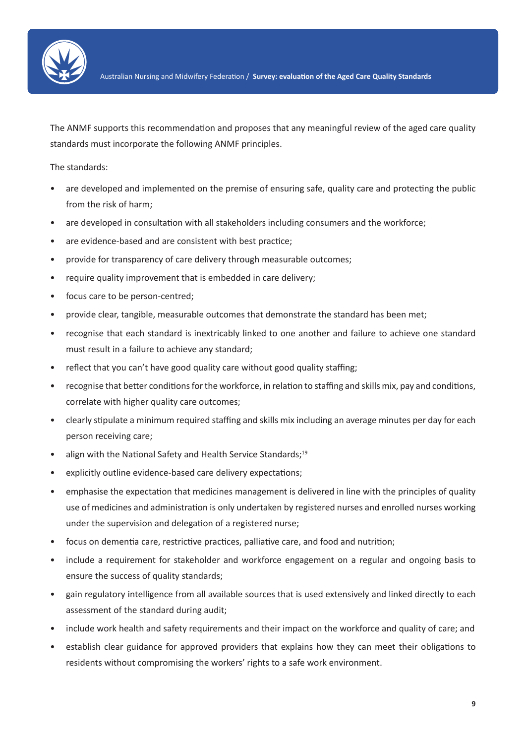The ANMF supports this recommendation and proposes that any meaningful review of the aged care quality standards must incorporate the following ANMF principles.

The standards:

- are developed and implemented on the premise of ensuring safe, quality care and protecting the public from the risk of harm;
- are developed in consultation with all stakeholders including consumers and the workforce;
- are evidence-based and are consistent with best practice;
- provide for transparency of care delivery through measurable outcomes;
- require quality improvement that is embedded in care delivery;
- focus care to be person-centred;
- provide clear, tangible, measurable outcomes that demonstrate the standard has been met;
- recognise that each standard is inextricably linked to one another and failure to achieve one standard must result in a failure to achieve any standard;
- reflect that you can't have good quality care without good quality staffing;
- recognise that better conditions for the workforce, in relation to staffing and skills mix, pay and conditions, correlate with higher quality care outcomes;
- clearly stipulate a minimum required staffing and skills mix including an average minutes per day for each person receiving care;
- align with the National Safety and Health Service Standards;[19]
- explicitly outline evidence-based care delivery expectations;
- emphasise the expectation that medicines management is delivered in line with the principles of quality use of medicines and administration is only undertaken by registered nurses and enrolled nurses working under the supervision and delegation of a registered nurse;
- focus on dementia care, restrictive practices, palliative care, and food and nutrition;
- include a requirement for stakeholder and workforce engagement on a regular and ongoing basis to ensure the success of quality standards;
- gain regulatory intelligence from all available sources that is used extensively and linked directly to each assessment of the standard during audit;
- include work health and safety requirements and their impact on the workforce and quality of care; and
- establish clear guidance for approved providers that explains how they can meet their obligations to residents without compromising the workers' rights to a safe work environment.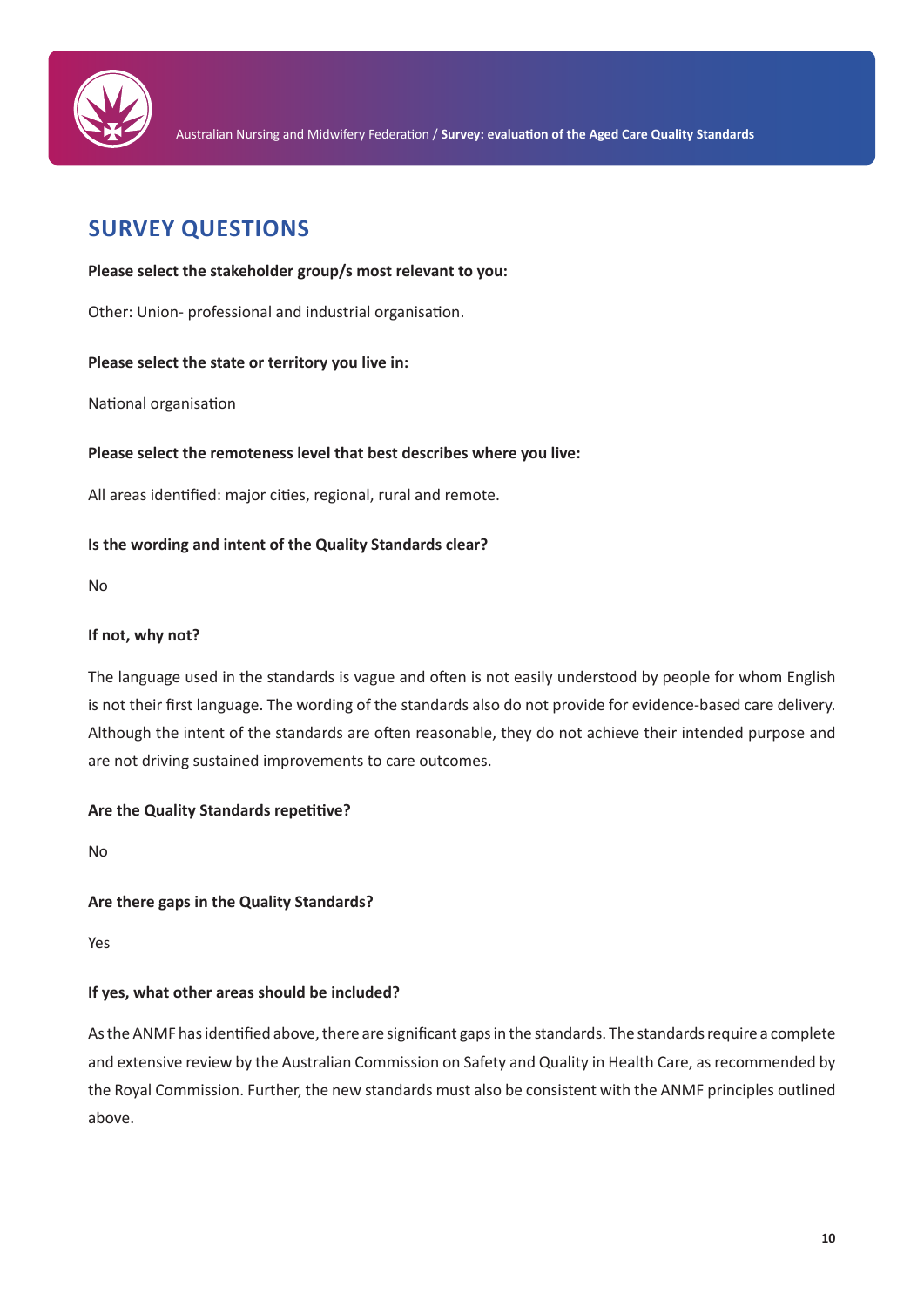## SURVEY QUESTIONS

**Please select the stakeholder group/s most relevant to you:**

Other: Union- professional and industrial organisation.

**Please select the state or territory you live in:**

National organisation

**Please select the remoteness level that best describes where you live:**

All areas identified: major cities, regional, rural and remote.

**Is the wording and intent of the Quality Standards clear?**

No

**If not, why not?**

The language used in the standards is vague and often is not easily understood by people for whom English is not their first language. The wording of the standards also do not provide for evidence-based care delivery. Although the intent of the standards are often reasonable, they do not achieve their intended purpose and are not driving sustained improvements to care outcomes.

**Are the Quality Standards repetitive?**

No

**Are there gaps in the Quality Standards?**

Yes

**If yes, what other areas should be included?**

As the ANMF has identified above, there are significant gaps in the standards. The standards require a complete and extensive review by the Australian Commission on Safety and Quality in Health Care, as recommended by the Royal Commission. Further, the new standards must also be consistent with the ANMF principles outlined above.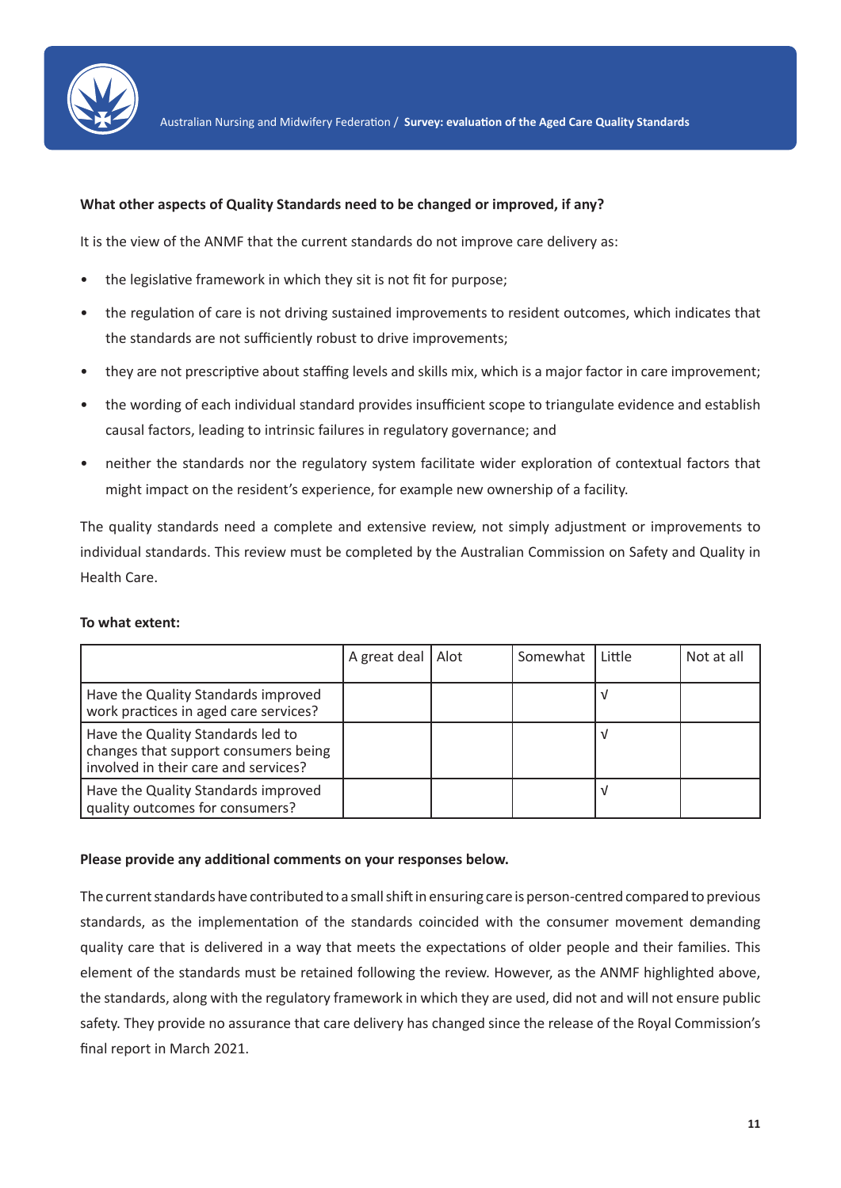**What other aspects of Quality Standards need to be changed or improved, if any?**

It is the view of the ANMF that the current standards do not improve care delivery as:

- the legislative framework in which they sit is not fit for purpose;
- the regulation of care is not driving sustained improvements to resident outcomes, which indicates that the standards are not sufficiently robust to drive improvements;
- they are not prescriptive about staffing levels and skills mix, which is a major factor in care improvement;
- the wording of each individual standard provides insufficient scope to triangulate evidence and establish causal factors, leading to intrinsic failures in regulatory governance; and
- neither the standards nor the regulatory system facilitate wider exploration of contextual factors that might impact on the resident's experience, for example new ownership of a facility.

The quality standards need a complete and extensive review, not simply adjustment or improvements to individual standards. This review must be completed by the Australian Commission on Safety and Quality in Health Care.

**To what extent:**

| | A great deal | Alot | Somewhat | Little | Not at all |
|---|---|---|---|---|---|
| Have the Quality Standards improved work practices in aged care services? | | | | √ | |
| Have the Quality Standards led to changes that support consumers being involved in their care and services? | | | | √ | |
| Have the Quality Standards improved quality outcomes for consumers? | | | | √ | |

**Please provide any additional comments on your responses below.**

The current standards have contributed to a small shift in ensuring care is person-centred compared to previous standards, as the implementation of the standards coincided with the consumer movement demanding quality care that is delivered in a way that meets the expectations of older people and their families. This element of the standards must be retained following the review. However, as the ANMF highlighted above, the standards, along with the regulatory framework in which they are used, did not and will not ensure public safety. They provide no assurance that care delivery has changed since the release of the Royal Commission's final report in March 2021.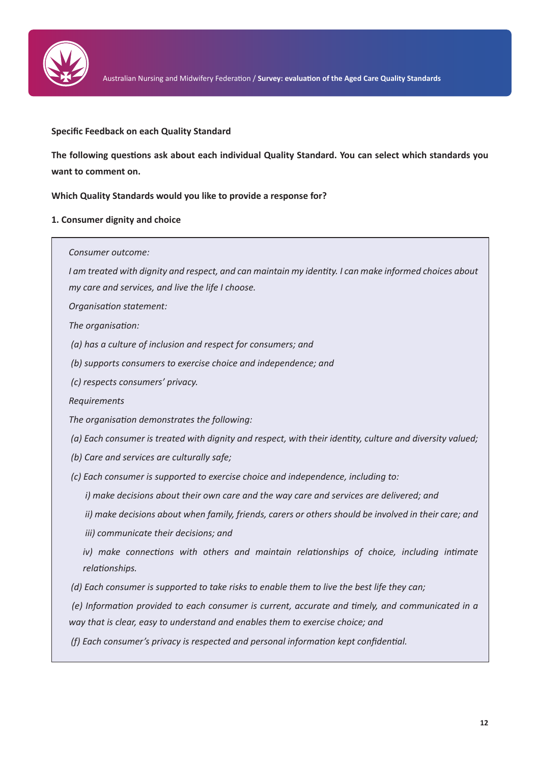**Specific Feedback on each Quality Standard**

**The following questions ask about each individual Quality Standard. You can select which standards you want to comment on.**

**Which Quality Standards would you like to provide a response for?**

**1. Consumer dignity and choice**

> *Consumer outcome:*
>
> *I am treated with dignity and respect, and can maintain my identity. I can make informed choices about my care and services, and live the life I choose.*
>
> *Organisation statement:*
>
> *The organisation:*
>
> *(a) has a culture of inclusion and respect for consumers; and*
>
> *(b) supports consumers to exercise choice and independence; and*
>
> *(c) respects consumers' privacy.*
>
> *Requirements*
>
> *The organisation demonstrates the following:*
>
> *(a) Each consumer is treated with dignity and respect, with their identity, culture and diversity valued;*
>
> *(b) Care and services are culturally safe;*
>
> *(c) Each consumer is supported to exercise choice and independence, including to:*
>
> *i) make decisions about their own care and the way care and services are delivered; and*
>
> *ii) make decisions about when family, friends, carers or others should be involved in their care; and*
>
> *iii) communicate their decisions; and*
>
> *iv) make connections with others and maintain relationships of choice, including intimate relationships.*
>
> *(d) Each consumer is supported to take risks to enable them to live the best life they can;*
>
> *(e) Information provided to each consumer is current, accurate and timely, and communicated in a way that is clear, easy to understand and enables them to exercise choice; and*
>
> *(f) Each consumer's privacy is respected and personal information kept confidential.*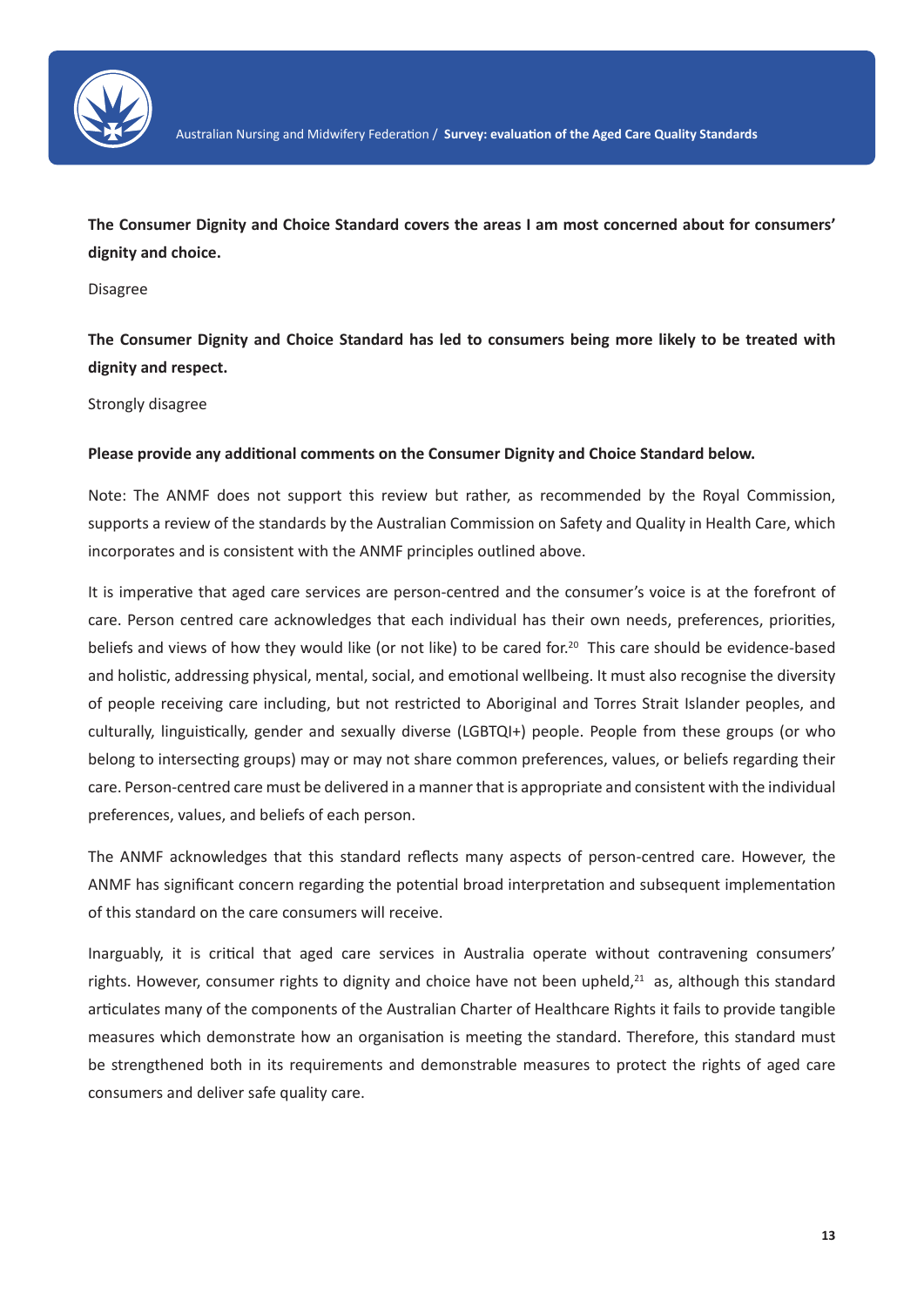**The Consumer Dignity and Choice Standard covers the areas I am most concerned about for consumers' dignity and choice.**

Disagree

**The Consumer Dignity and Choice Standard has led to consumers being more likely to be treated with dignity and respect.**

Strongly disagree

**Please provide any additional comments on the Consumer Dignity and Choice Standard below.**

Note: The ANMF does not support this review but rather, as recommended by the Royal Commission, supports a review of the standards by the Australian Commission on Safety and Quality in Health Care, which incorporates and is consistent with the ANMF principles outlined above.

It is imperative that aged care services are person-centred and the consumer's voice is at the forefront of care. Person centred care acknowledges that each individual has their own needs, preferences, priorities, beliefs and views of how they would like (or not like) to be cared for.[20] This care should be evidence-based and holistic, addressing physical, mental, social, and emotional wellbeing. It must also recognise the diversity of people receiving care including, but not restricted to Aboriginal and Torres Strait Islander peoples, and culturally, linguistically, gender and sexually diverse (LGBTQI+) people. People from these groups (or who belong to intersecting groups) may or may not share common preferences, values, or beliefs regarding their care. Person-centred care must be delivered in a manner that is appropriate and consistent with the individual preferences, values, and beliefs of each person.

The ANMF acknowledges that this standard reflects many aspects of person-centred care. However, the ANMF has significant concern regarding the potential broad interpretation and subsequent implementation of this standard on the care consumers will receive.

Inarguably, it is critical that aged care services in Australia operate without contravening consumers' rights. However, consumer rights to dignity and choice have not been upheld,[21] as, although this standard articulates many of the components of the Australian Charter of Healthcare Rights it fails to provide tangible measures which demonstrate how an organisation is meeting the standard. Therefore, this standard must be strengthened both in its requirements and demonstrable measures to protect the rights of aged care consumers and deliver safe quality care.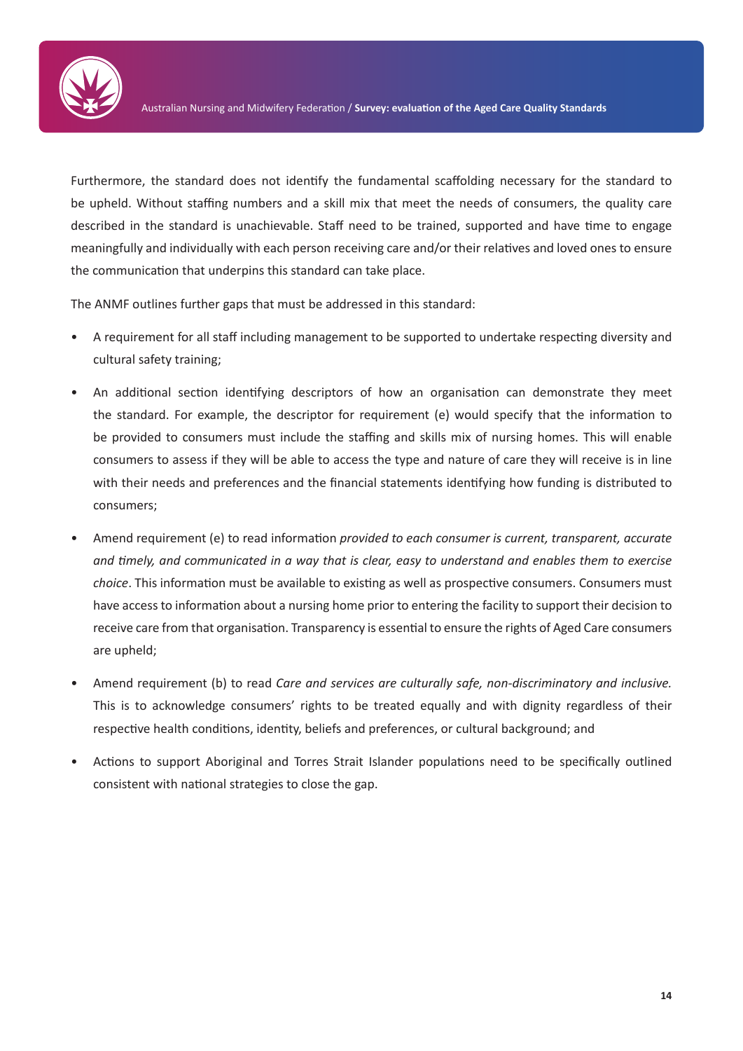Furthermore, the standard does not identify the fundamental scaffolding necessary for the standard to be upheld. Without staffing numbers and a skill mix that meet the needs of consumers, the quality care described in the standard is unachievable. Staff need to be trained, supported and have time to engage meaningfully and individually with each person receiving care and/or their relatives and loved ones to ensure the communication that underpins this standard can take place.

The ANMF outlines further gaps that must be addressed in this standard:

- A requirement for all staff including management to be supported to undertake respecting diversity and cultural safety training;
- An additional section identifying descriptors of how an organisation can demonstrate they meet the standard. For example, the descriptor for requirement (e) would specify that the information to be provided to consumers must include the staffing and skills mix of nursing homes. This will enable consumers to assess if they will be able to access the type and nature of care they will receive is in line with their needs and preferences and the financial statements identifying how funding is distributed to consumers;
- Amend requirement (e) to read information *provided to each consumer is current, transparent, accurate and timely, and communicated in a way that is clear, easy to understand and enables them to exercise choice*. This information must be available to existing as well as prospective consumers. Consumers must have access to information about a nursing home prior to entering the facility to support their decision to receive care from that organisation. Transparency is essential to ensure the rights of Aged Care consumers are upheld;
- Amend requirement (b) to read *Care and services are culturally safe, non-discriminatory and inclusive.* This is to acknowledge consumers' rights to be treated equally and with dignity regardless of their respective health conditions, identity, beliefs and preferences, or cultural background; and
- Actions to support Aboriginal and Torres Strait Islander populations need to be specifically outlined consistent with national strategies to close the gap.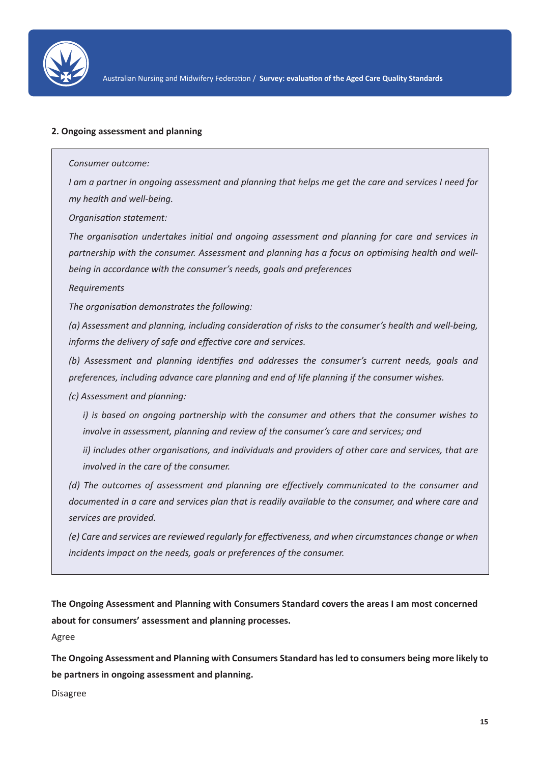## 2. Ongoing assessment and planning

*Consumer outcome:*

*I am a partner in ongoing assessment and planning that helps me get the care and services I need for my health and well-being.*

*Organisation statement:*

*The organisation undertakes initial and ongoing assessment and planning for care and services in partnership with the consumer. Assessment and planning has a focus on optimising health and well-being in accordance with the consumer's needs, goals and preferences*

*Requirements*

*The organisation demonstrates the following:*

*(a) Assessment and planning, including consideration of risks to the consumer's health and well-being, informs the delivery of safe and effective care and services.*

*(b) Assessment and planning identifies and addresses the consumer's current needs, goals and preferences, including advance care planning and end of life planning if the consumer wishes.*

*(c) Assessment and planning:*

*i) is based on ongoing partnership with the consumer and others that the consumer wishes to involve in assessment, planning and review of the consumer's care and services; and*

*ii) includes other organisations, and individuals and providers of other care and services, that are involved in the care of the consumer.*

*(d) The outcomes of assessment and planning are effectively communicated to the consumer and documented in a care and services plan that is readily available to the consumer, and where care and services are provided.*

*(e) Care and services are reviewed regularly for effectiveness, and when circumstances change or when incidents impact on the needs, goals or preferences of the consumer.*

**The Ongoing Assessment and Planning with Consumers Standard covers the areas I am most concerned about for consumers' assessment and planning processes.**

Agree

**The Ongoing Assessment and Planning with Consumers Standard has led to consumers being more likely to be partners in ongoing assessment and planning.**

Disagree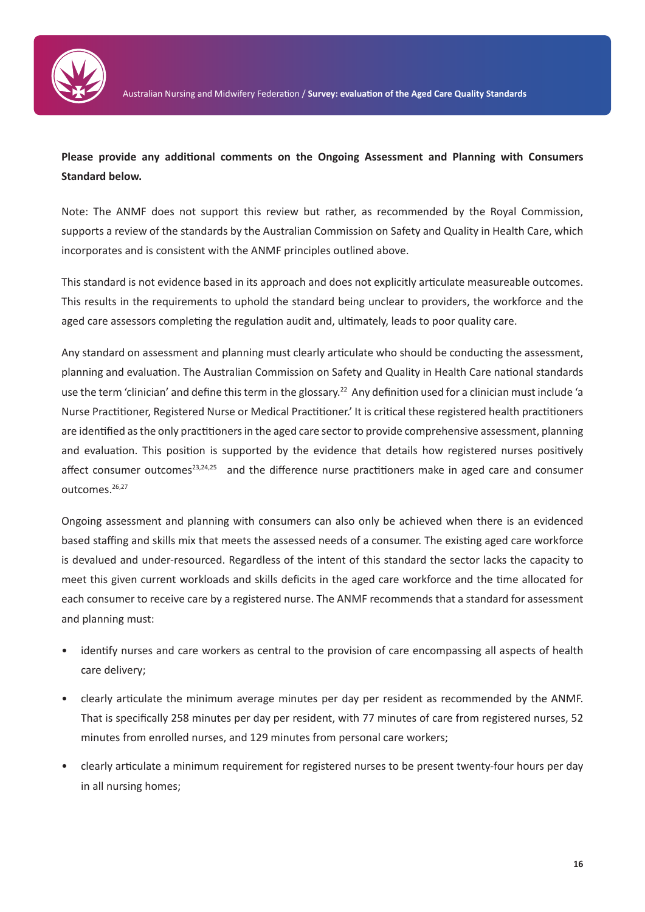**Please provide any additional comments on the Ongoing Assessment and Planning with Consumers Standard below.**

Note: The ANMF does not support this review but rather, as recommended by the Royal Commission, supports a review of the standards by the Australian Commission on Safety and Quality in Health Care, which incorporates and is consistent with the ANMF principles outlined above.

This standard is not evidence based in its approach and does not explicitly articulate measureable outcomes. This results in the requirements to uphold the standard being unclear to providers, the workforce and the aged care assessors completing the regulation audit and, ultimately, leads to poor quality care.

Any standard on assessment and planning must clearly articulate who should be conducting the assessment, planning and evaluation. The Australian Commission on Safety and Quality in Health Care national standards use the term 'clinician' and define this term in the glossary.[22] Any definition used for a clinician must include 'a Nurse Practitioner, Registered Nurse or Medical Practitioner.' It is critical these registered health practitioners are identified as the only practitioners in the aged care sector to provide comprehensive assessment, planning and evaluation. This position is supported by the evidence that details how registered nurses positively affect consumer outcomes[23,24,25] and the difference nurse practitioners make in aged care and consumer outcomes.[26,27]

Ongoing assessment and planning with consumers can also only be achieved when there is an evidenced based staffing and skills mix that meets the assessed needs of a consumer. The existing aged care workforce is devalued and under-resourced. Regardless of the intent of this standard the sector lacks the capacity to meet this given current workloads and skills deficits in the aged care workforce and the time allocated for each consumer to receive care by a registered nurse. The ANMF recommends that a standard for assessment and planning must:

- identify nurses and care workers as central to the provision of care encompassing all aspects of health care delivery;
- clearly articulate the minimum average minutes per day per resident as recommended by the ANMF. That is specifically 258 minutes per day per resident, with 77 minutes of care from registered nurses, 52 minutes from enrolled nurses, and 129 minutes from personal care workers;
- clearly articulate a minimum requirement for registered nurses to be present twenty-four hours per day in all nursing homes;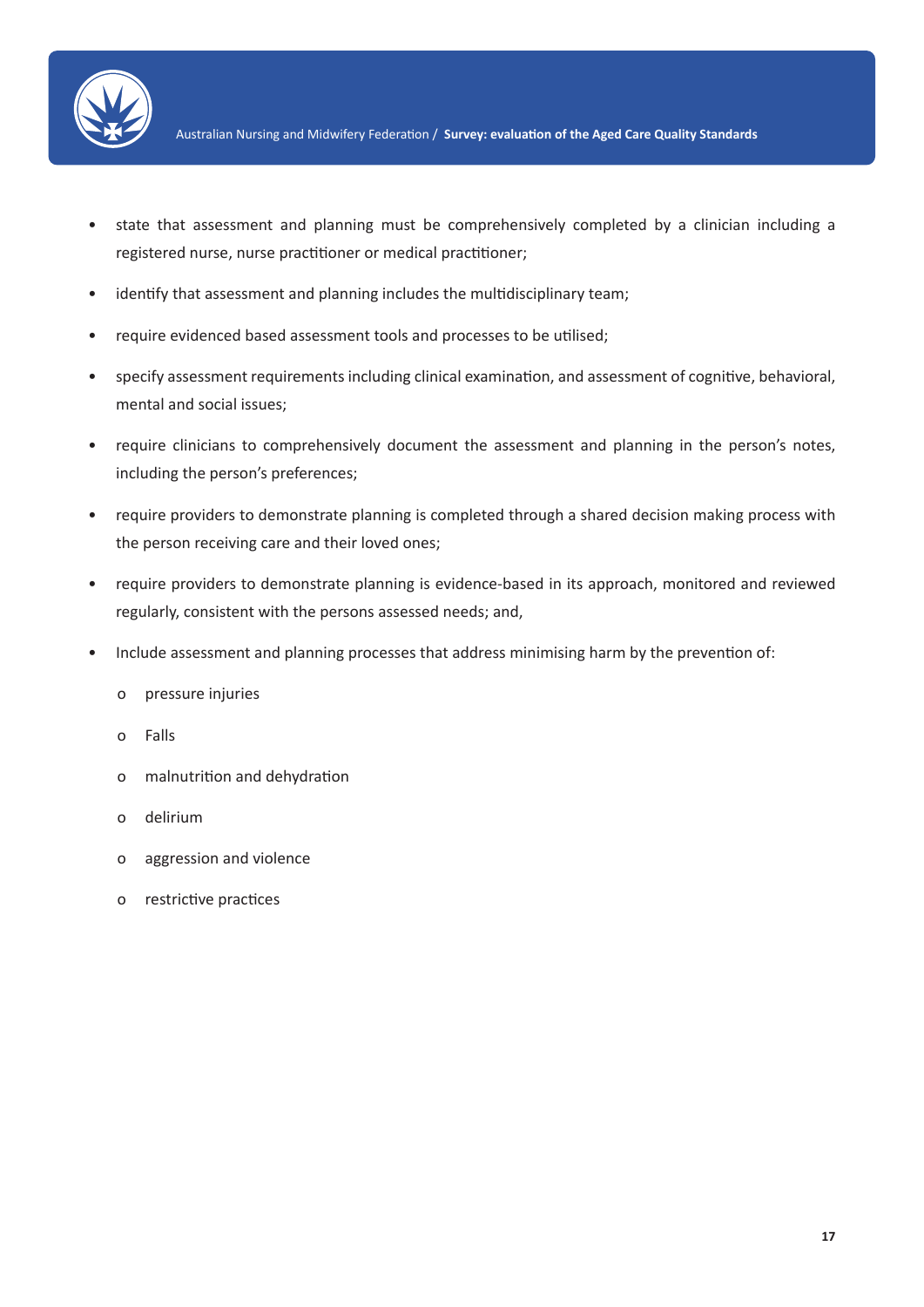- state that assessment and planning must be comprehensively completed by a clinician including a registered nurse, nurse practitioner or medical practitioner;
- identify that assessment and planning includes the multidisciplinary team;
- require evidenced based assessment tools and processes to be utilised;
- specify assessment requirements including clinical examination, and assessment of cognitive, behavioral, mental and social issues;
- require clinicians to comprehensively document the assessment and planning in the person's notes, including the person's preferences;
- require providers to demonstrate planning is completed through a shared decision making process with the person receiving care and their loved ones;
- require providers to demonstrate planning is evidence-based in its approach, monitored and reviewed regularly, consistent with the persons assessed needs; and,
- Include assessment and planning processes that address minimising harm by the prevention of:
  - pressure injuries
  - Falls
  - malnutrition and dehydration
  - delirium
  - aggression and violence
  - restrictive practices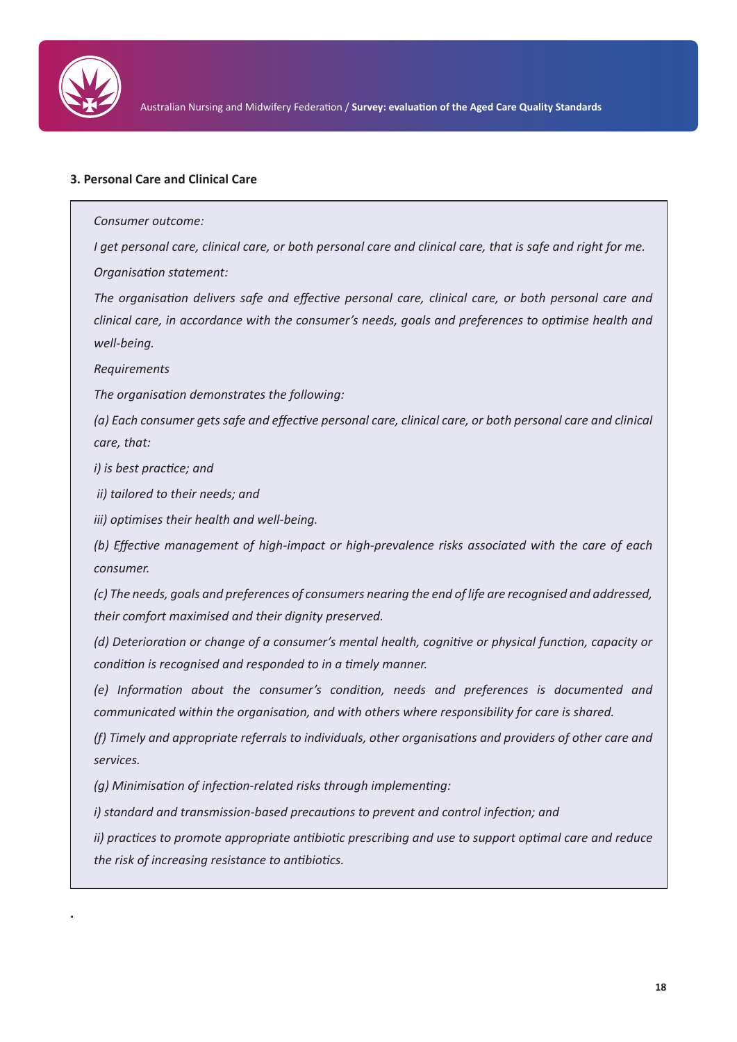### 3. Personal Care and Clinical Care

*Consumer outcome:*

*I get personal care, clinical care, or both personal care and clinical care, that is safe and right for me.*

*Organisation statement:*

*The organisation delivers safe and effective personal care, clinical care, or both personal care and clinical care, in accordance with the consumer's needs, goals and preferences to optimise health and well-being.*

*Requirements*

*The organisation demonstrates the following:*

*(a) Each consumer gets safe and effective personal care, clinical care, or both personal care and clinical care, that:*

*i) is best practice; and*

*ii) tailored to their needs; and*

*iii) optimises their health and well-being.*

*(b) Effective management of high-impact or high-prevalence risks associated with the care of each consumer.*

*(c) The needs, goals and preferences of consumers nearing the end of life are recognised and addressed, their comfort maximised and their dignity preserved.*

*(d) Deterioration or change of a consumer's mental health, cognitive or physical function, capacity or condition is recognised and responded to in a timely manner.*

*(e) Information about the consumer's condition, needs and preferences is documented and communicated within the organisation, and with others where responsibility for care is shared.*

*(f) Timely and appropriate referrals to individuals, other organisations and providers of other care and services.*

*(g) Minimisation of infection-related risks through implementing:*

*i) standard and transmission-based precautions to prevent and control infection; and*

*ii) practices to promote appropriate antibiotic prescribing and use to support optimal care and reduce the risk of increasing resistance to antibiotics.*

.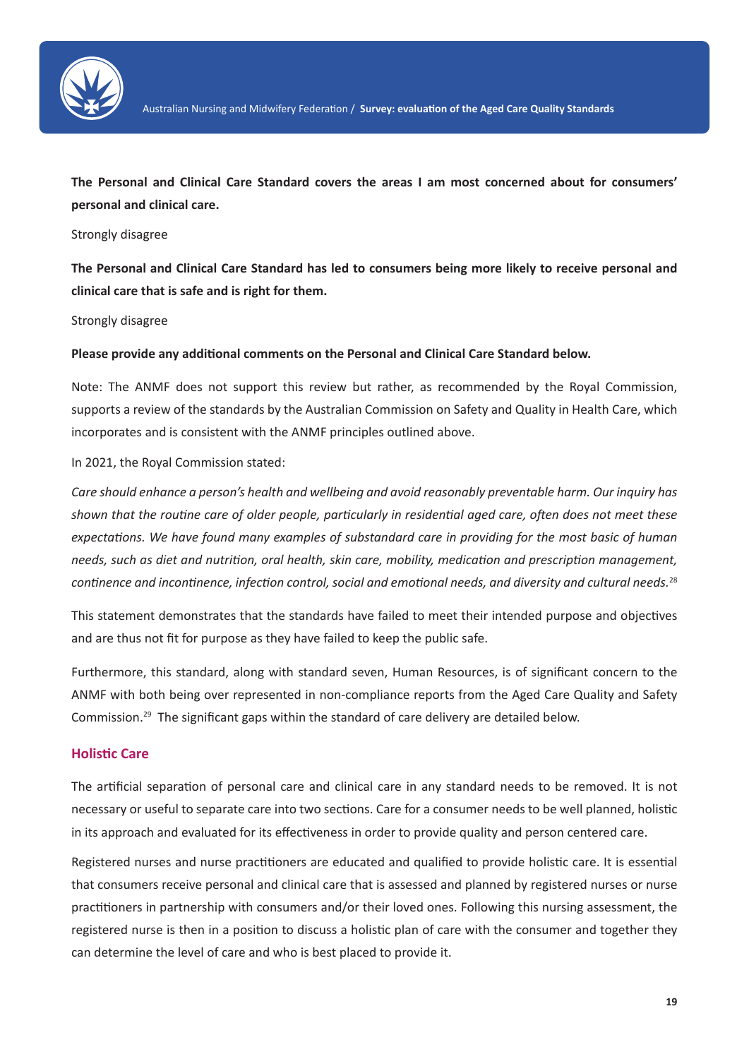**The Personal and Clinical Care Standard covers the areas I am most concerned about for consumers' personal and clinical care.**

Strongly disagree

**The Personal and Clinical Care Standard has led to consumers being more likely to receive personal and clinical care that is safe and is right for them.**

Strongly disagree

**Please provide any additional comments on the Personal and Clinical Care Standard below.**

Note: The ANMF does not support this review but rather, as recommended by the Royal Commission, supports a review of the standards by the Australian Commission on Safety and Quality in Health Care, which incorporates and is consistent with the ANMF principles outlined above.

In 2021, the Royal Commission stated:

*Care should enhance a person's health and wellbeing and avoid reasonably preventable harm. Our inquiry has shown that the routine care of older people, particularly in residential aged care, often does not meet these expectations. We have found many examples of substandard care in providing for the most basic of human needs, such as diet and nutrition, oral health, skin care, mobility, medication and prescription management, continence and incontinence, infection control, social and emotional needs, and diversity and cultural needs.*[28]

This statement demonstrates that the standards have failed to meet their intended purpose and objectives and are thus not fit for purpose as they have failed to keep the public safe.

Furthermore, this standard, along with standard seven, Human Resources, is of significant concern to the ANMF with both being over represented in non-compliance reports from the Aged Care Quality and Safety Commission.[29] The significant gaps within the standard of care delivery are detailed below.

## Holistic Care

The artificial separation of personal care and clinical care in any standard needs to be removed. It is not necessary or useful to separate care into two sections. Care for a consumer needs to be well planned, holistic in its approach and evaluated for its effectiveness in order to provide quality and person centered care.

Registered nurses and nurse practitioners are educated and qualified to provide holistic care. It is essential that consumers receive personal and clinical care that is assessed and planned by registered nurses or nurse practitioners in partnership with consumers and/or their loved ones. Following this nursing assessment, the registered nurse is then in a position to discuss a holistic plan of care with the consumer and together they can determine the level of care and who is best placed to provide it.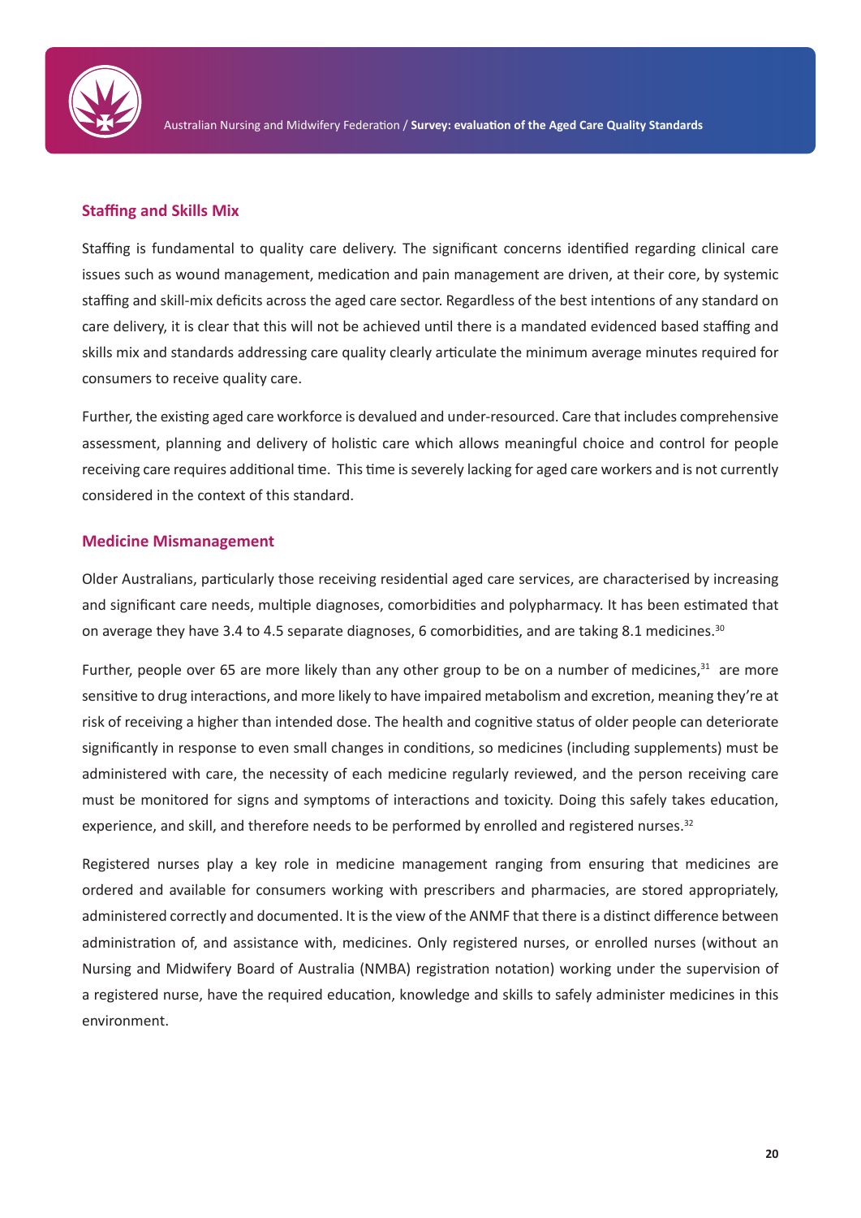## Staffing and Skills Mix

Staffing is fundamental to quality care delivery. The significant concerns identified regarding clinical care issues such as wound management, medication and pain management are driven, at their core, by systemic staffing and skill-mix deficits across the aged care sector. Regardless of the best intentions of any standard on care delivery, it is clear that this will not be achieved until there is a mandated evidenced based staffing and skills mix and standards addressing care quality clearly articulate the minimum average minutes required for consumers to receive quality care.

Further, the existing aged care workforce is devalued and under-resourced. Care that includes comprehensive assessment, planning and delivery of holistic care which allows meaningful choice and control for people receiving care requires additional time. This time is severely lacking for aged care workers and is not currently considered in the context of this standard.

## Medicine Mismanagement

Older Australians, particularly those receiving residential aged care services, are characterised by increasing and significant care needs, multiple diagnoses, comorbidities and polypharmacy. It has been estimated that on average they have 3.4 to 4.5 separate diagnoses, 6 comorbidities, and are taking 8.1 medicines.[30]

Further, people over 65 are more likely than any other group to be on a number of medicines,[31] are more sensitive to drug interactions, and more likely to have impaired metabolism and excretion, meaning they're at risk of receiving a higher than intended dose. The health and cognitive status of older people can deteriorate significantly in response to even small changes in conditions, so medicines (including supplements) must be administered with care, the necessity of each medicine regularly reviewed, and the person receiving care must be monitored for signs and symptoms of interactions and toxicity. Doing this safely takes education, experience, and skill, and therefore needs to be performed by enrolled and registered nurses.[32]

Registered nurses play a key role in medicine management ranging from ensuring that medicines are ordered and available for consumers working with prescribers and pharmacies, are stored appropriately, administered correctly and documented. It is the view of the ANMF that there is a distinct difference between administration of, and assistance with, medicines. Only registered nurses, or enrolled nurses (without an Nursing and Midwifery Board of Australia (NMBA) registration notation) working under the supervision of a registered nurse, have the required education, knowledge and skills to safely administer medicines in this environment.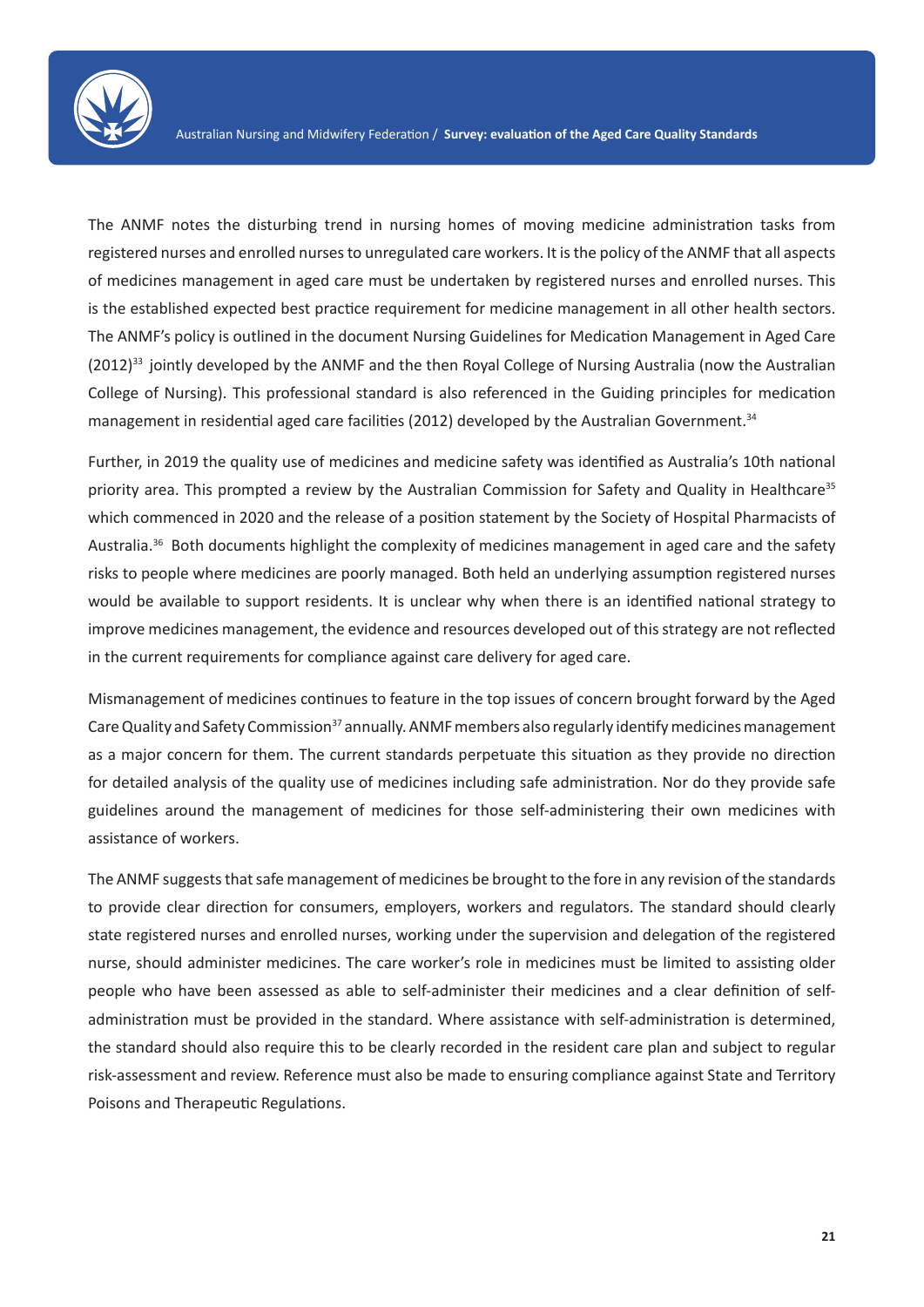The ANMF notes the disturbing trend in nursing homes of moving medicine administration tasks from registered nurses and enrolled nurses to unregulated care workers. It is the policy of the ANMF that all aspects of medicines management in aged care must be undertaken by registered nurses and enrolled nurses. This is the established expected best practice requirement for medicine management in all other health sectors. The ANMF's policy is outlined in the document Nursing Guidelines for Medication Management in Aged Care (2012)[33] jointly developed by the ANMF and the then Royal College of Nursing Australia (now the Australian College of Nursing). This professional standard is also referenced in the Guiding principles for medication management in residential aged care facilities (2012) developed by the Australian Government.[34]

Further, in 2019 the quality use of medicines and medicine safety was identified as Australia's 10th national priority area. This prompted a review by the Australian Commission for Safety and Quality in Healthcare[35] which commenced in 2020 and the release of a position statement by the Society of Hospital Pharmacists of Australia.[36] Both documents highlight the complexity of medicines management in aged care and the safety risks to people where medicines are poorly managed. Both held an underlying assumption registered nurses would be available to support residents. It is unclear why when there is an identified national strategy to improve medicines management, the evidence and resources developed out of this strategy are not reflected in the current requirements for compliance against care delivery for aged care.

Mismanagement of medicines continues to feature in the top issues of concern brought forward by the Aged Care Quality and Safety Commission[37] annually. ANMF members also regularly identify medicines management as a major concern for them. The current standards perpetuate this situation as they provide no direction for detailed analysis of the quality use of medicines including safe administration. Nor do they provide safe guidelines around the management of medicines for those self-administering their own medicines with assistance of workers.

The ANMF suggests that safe management of medicines be brought to the fore in any revision of the standards to provide clear direction for consumers, employers, workers and regulators. The standard should clearly state registered nurses and enrolled nurses, working under the supervision and delegation of the registered nurse, should administer medicines. The care worker's role in medicines must be limited to assisting older people who have been assessed as able to self-administer their medicines and a clear definition of self-administration must be provided in the standard. Where assistance with self-administration is determined, the standard should also require this to be clearly recorded in the resident care plan and subject to regular risk-assessment and review. Reference must also be made to ensuring compliance against State and Territory Poisons and Therapeutic Regulations.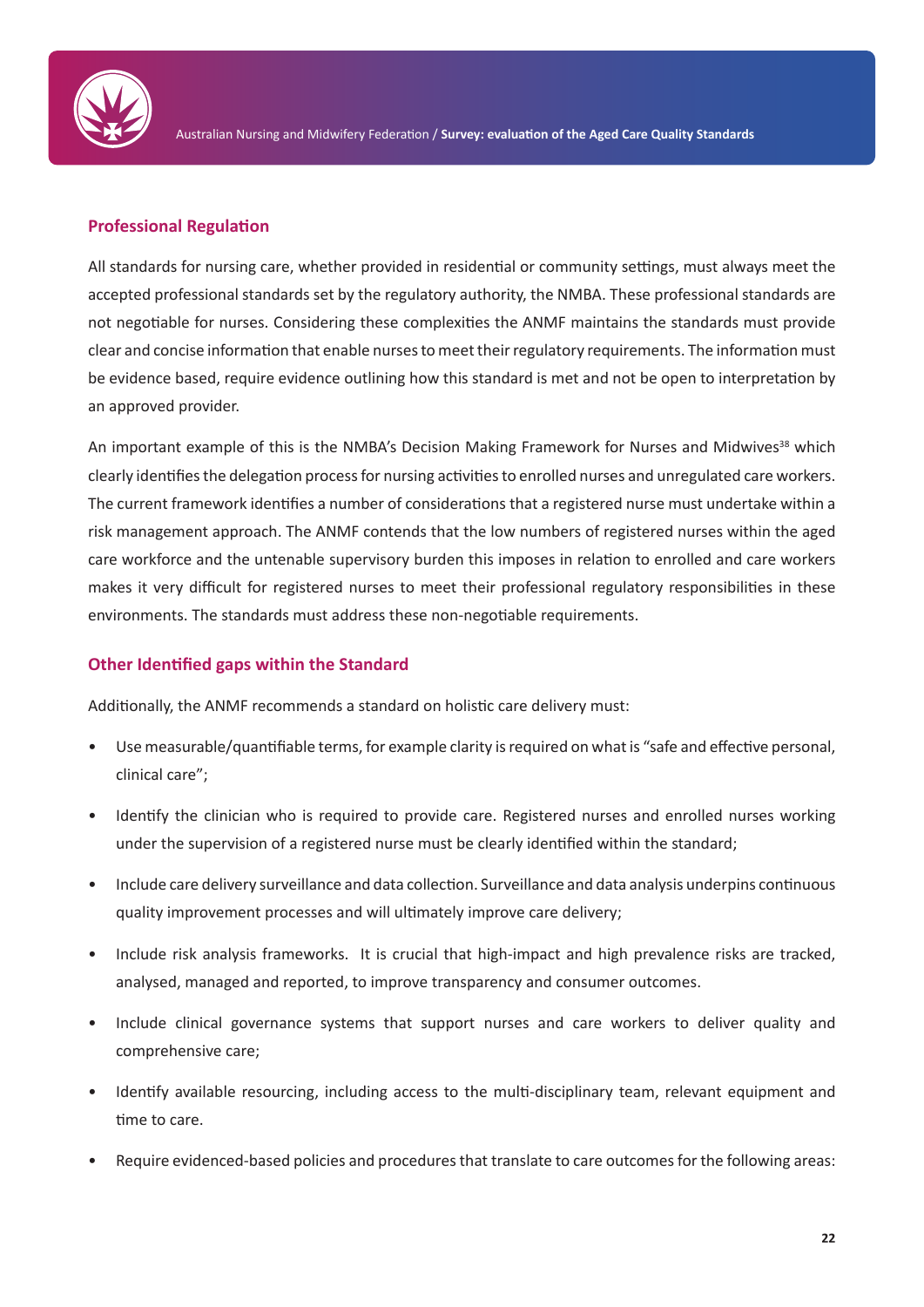### Professional Regulation

All standards for nursing care, whether provided in residential or community settings, must always meet the accepted professional standards set by the regulatory authority, the NMBA. These professional standards are not negotiable for nurses. Considering these complexities the ANMF maintains the standards must provide clear and concise information that enable nurses to meet their regulatory requirements. The information must be evidence based, require evidence outlining how this standard is met and not be open to interpretation by an approved provider.

An important example of this is the NMBA's Decision Making Framework for Nurses and Midwives[38] which clearly identifies the delegation process for nursing activities to enrolled nurses and unregulated care workers. The current framework identifies a number of considerations that a registered nurse must undertake within a risk management approach. The ANMF contends that the low numbers of registered nurses within the aged care workforce and the untenable supervisory burden this imposes in relation to enrolled and care workers makes it very difficult for registered nurses to meet their professional regulatory responsibilities in these environments. The standards must address these non-negotiable requirements.

### Other Identified gaps within the Standard

Additionally, the ANMF recommends a standard on holistic care delivery must:

- Use measurable/quantifiable terms, for example clarity is required on what is "safe and effective personal, clinical care";
- Identify the clinician who is required to provide care. Registered nurses and enrolled nurses working under the supervision of a registered nurse must be clearly identified within the standard;
- Include care delivery surveillance and data collection. Surveillance and data analysis underpins continuous quality improvement processes and will ultimately improve care delivery;
- Include risk analysis frameworks. It is crucial that high-impact and high prevalence risks are tracked, analysed, managed and reported, to improve transparency and consumer outcomes.
- Include clinical governance systems that support nurses and care workers to deliver quality and comprehensive care;
- Identify available resourcing, including access to the multi-disciplinary team, relevant equipment and time to care.
- Require evidenced-based policies and procedures that translate to care outcomes for the following areas: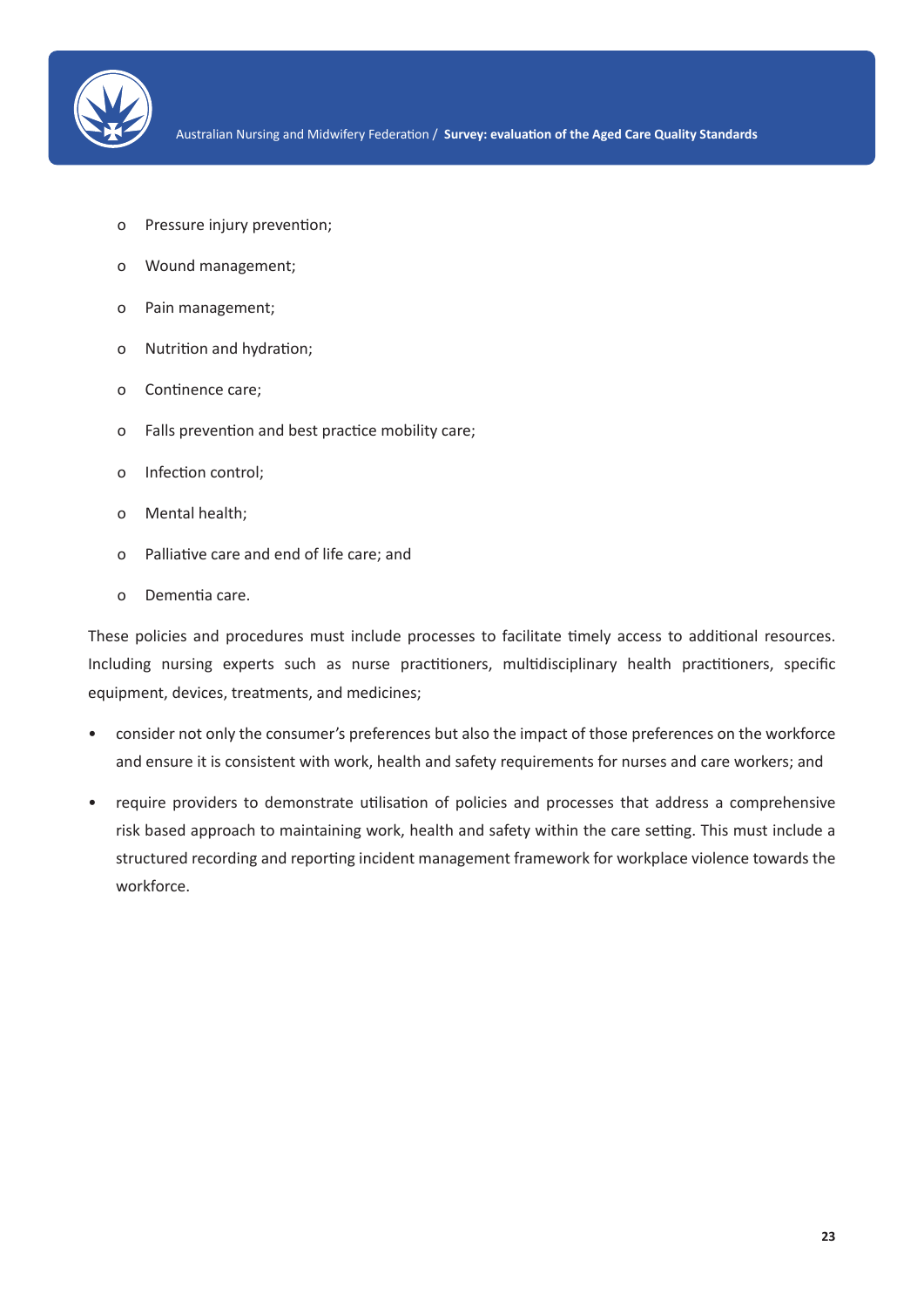- Pressure injury prevention;
  - Wound management;
  - Pain management;
  - Nutrition and hydration;
  - Continence care;
  - Falls prevention and best practice mobility care;
  - Infection control;
  - Mental health;
  - Palliative care and end of life care; and
  - Dementia care.

These policies and procedures must include processes to facilitate timely access to additional resources. Including nursing experts such as nurse practitioners, multidisciplinary health practitioners, specific equipment, devices, treatments, and medicines;

- consider not only the consumer's preferences but also the impact of those preferences on the workforce and ensure it is consistent with work, health and safety requirements for nurses and care workers; and
- require providers to demonstrate utilisation of policies and processes that address a comprehensive risk based approach to maintaining work, health and safety within the care setting. This must include a structured recording and reporting incident management framework for workplace violence towards the workforce.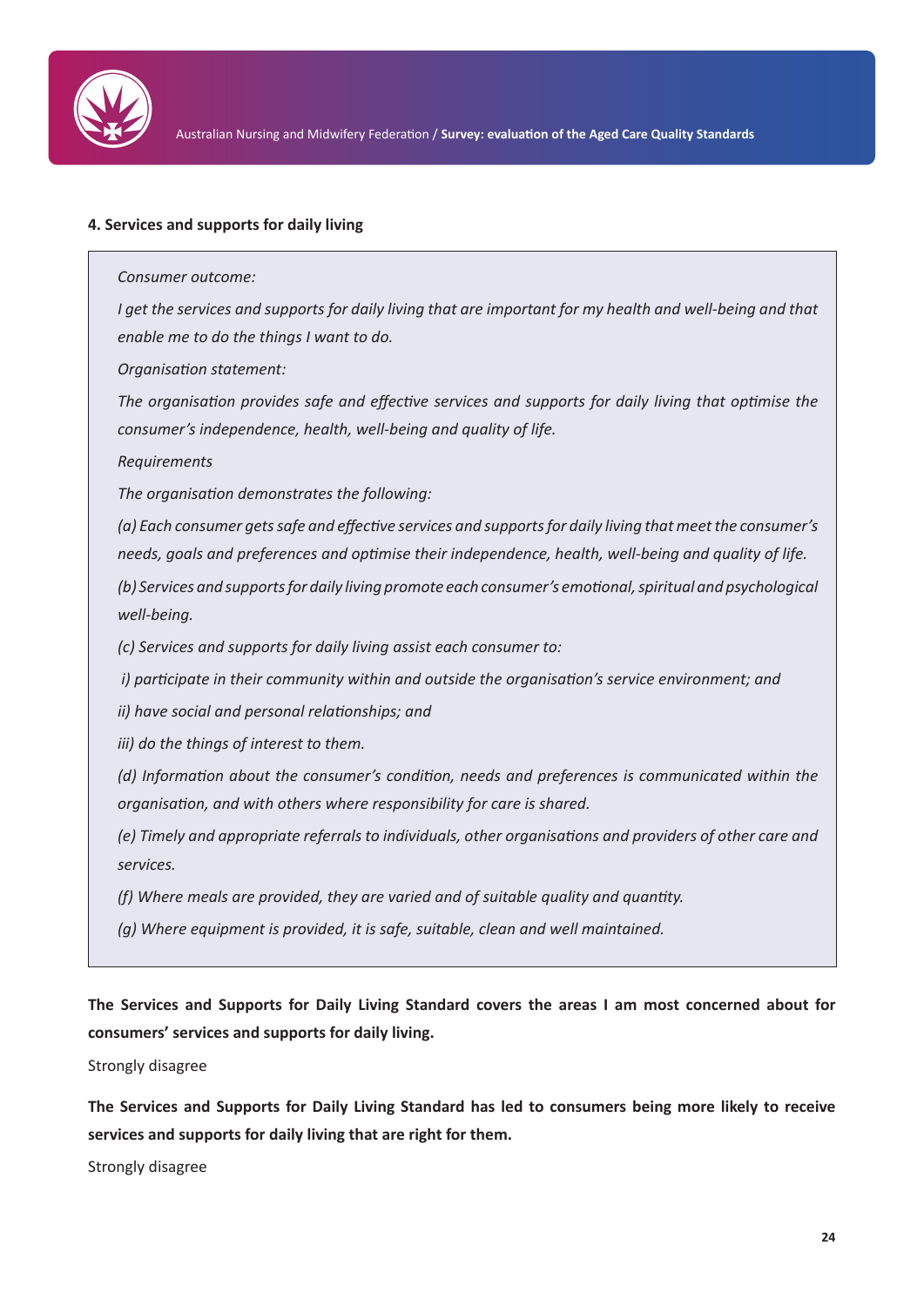#### 4. Services and supports for daily living

> *Consumer outcome:*
>
> *I get the services and supports for daily living that are important for my health and well-being and that enable me to do the things I want to do.*
>
> *Organisation statement:*
>
> *The organisation provides safe and effective services and supports for daily living that optimise the consumer's independence, health, well-being and quality of life.*
>
> *Requirements*
>
> *The organisation demonstrates the following:*
>
> *(a) Each consumer gets safe and effective services and supports for daily living that meet the consumer's needs, goals and preferences and optimise their independence, health, well-being and quality of life.*
>
> *(b) Services and supports for daily living promote each consumer's emotional, spiritual and psychological well-being.*
>
> *(c) Services and supports for daily living assist each consumer to:*
>
> *i) participate in their community within and outside the organisation's service environment; and*
>
> *ii) have social and personal relationships; and*
>
> *iii) do the things of interest to them.*
>
> *(d) Information about the consumer's condition, needs and preferences is communicated within the organisation, and with others where responsibility for care is shared.*
>
> *(e) Timely and appropriate referrals to individuals, other organisations and providers of other care and services.*
>
> *(f) Where meals are provided, they are varied and of suitable quality and quantity.*
>
> *(g) Where equipment is provided, it is safe, suitable, clean and well maintained.*

**The Services and Supports for Daily Living Standard covers the areas I am most concerned about for consumers' services and supports for daily living.**

Strongly disagree

**The Services and Supports for Daily Living Standard has led to consumers being more likely to receive services and supports for daily living that are right for them.**

Strongly disagree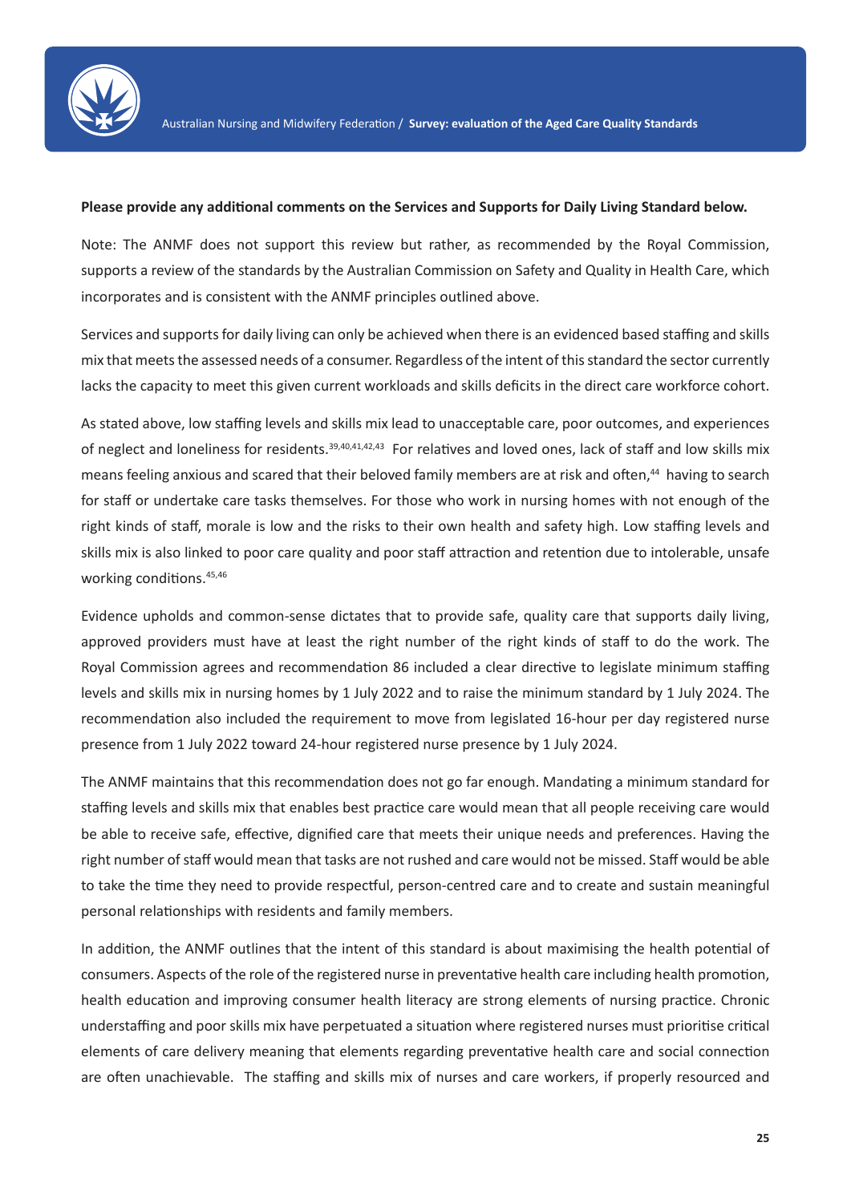**Please provide any additional comments on the Services and Supports for Daily Living Standard below.**

Note: The ANMF does not support this review but rather, as recommended by the Royal Commission, supports a review of the standards by the Australian Commission on Safety and Quality in Health Care, which incorporates and is consistent with the ANMF principles outlined above.

Services and supports for daily living can only be achieved when there is an evidenced based staffing and skills mix that meets the assessed needs of a consumer. Regardless of the intent of this standard the sector currently lacks the capacity to meet this given current workloads and skills deficits in the direct care workforce cohort.

As stated above, low staffing levels and skills mix lead to unacceptable care, poor outcomes, and experiences of neglect and loneliness for residents.[39,40,41,42,43] For relatives and loved ones, lack of staff and low skills mix means feeling anxious and scared that their beloved family members are at risk and often,[44] having to search for staff or undertake care tasks themselves. For those who work in nursing homes with not enough of the right kinds of staff, morale is low and the risks to their own health and safety high. Low staffing levels and skills mix is also linked to poor care quality and poor staff attraction and retention due to intolerable, unsafe working conditions.[45,46]

Evidence upholds and common-sense dictates that to provide safe, quality care that supports daily living, approved providers must have at least the right number of the right kinds of staff to do the work. The Royal Commission agrees and recommendation 86 included a clear directive to legislate minimum staffing levels and skills mix in nursing homes by 1 July 2022 and to raise the minimum standard by 1 July 2024. The recommendation also included the requirement to move from legislated 16-hour per day registered nurse presence from 1 July 2022 toward 24-hour registered nurse presence by 1 July 2024.

The ANMF maintains that this recommendation does not go far enough. Mandating a minimum standard for staffing levels and skills mix that enables best practice care would mean that all people receiving care would be able to receive safe, effective, dignified care that meets their unique needs and preferences. Having the right number of staff would mean that tasks are not rushed and care would not be missed. Staff would be able to take the time they need to provide respectful, person-centred care and to create and sustain meaningful personal relationships with residents and family members.

In addition, the ANMF outlines that the intent of this standard is about maximising the health potential of consumers. Aspects of the role of the registered nurse in preventative health care including health promotion, health education and improving consumer health literacy are strong elements of nursing practice. Chronic understaffing and poor skills mix have perpetuated a situation where registered nurses must prioritise critical elements of care delivery meaning that elements regarding preventative health care and social connection are often unachievable. The staffing and skills mix of nurses and care workers, if properly resourced and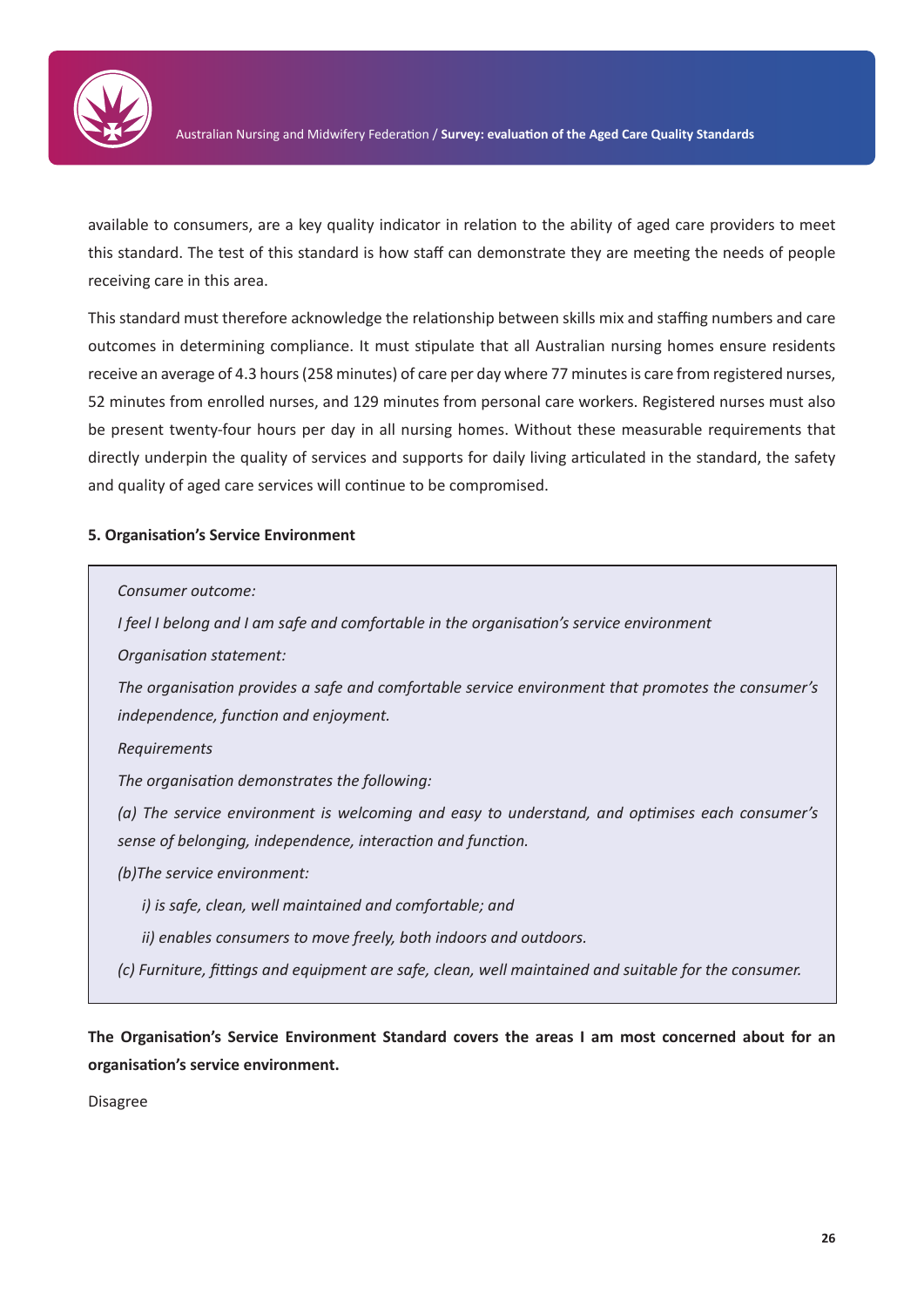available to consumers, are a key quality indicator in relation to the ability of aged care providers to meet this standard. The test of this standard is how staff can demonstrate they are meeting the needs of people receiving care in this area.

This standard must therefore acknowledge the relationship between skills mix and staffing numbers and care outcomes in determining compliance. It must stipulate that all Australian nursing homes ensure residents receive an average of 4.3 hours (258 minutes) of care per day where 77 minutes is care from registered nurses, 52 minutes from enrolled nurses, and 129 minutes from personal care workers. Registered nurses must also be present twenty-four hours per day in all nursing homes. Without these measurable requirements that directly underpin the quality of services and supports for daily living articulated in the standard, the safety and quality of aged care services will continue to be compromised.

**5. Organisation's Service Environment**

> *Consumer outcome:*
>
> *I feel I belong and I am safe and comfortable in the organisation's service environment*
>
> *Organisation statement:*
>
> *The organisation provides a safe and comfortable service environment that promotes the consumer's independence, function and enjoyment.*
>
> *Requirements*
>
> *The organisation demonstrates the following:*
>
> *(a) The service environment is welcoming and easy to understand, and optimises each consumer's sense of belonging, independence, interaction and function.*
>
> *(b)The service environment:*
>
> *i) is safe, clean, well maintained and comfortable; and*
>
> *ii) enables consumers to move freely, both indoors and outdoors.*
>
> *(c) Furniture, fittings and equipment are safe, clean, well maintained and suitable for the consumer.*

**The Organisation's Service Environment Standard covers the areas I am most concerned about for an organisation's service environment.**

Disagree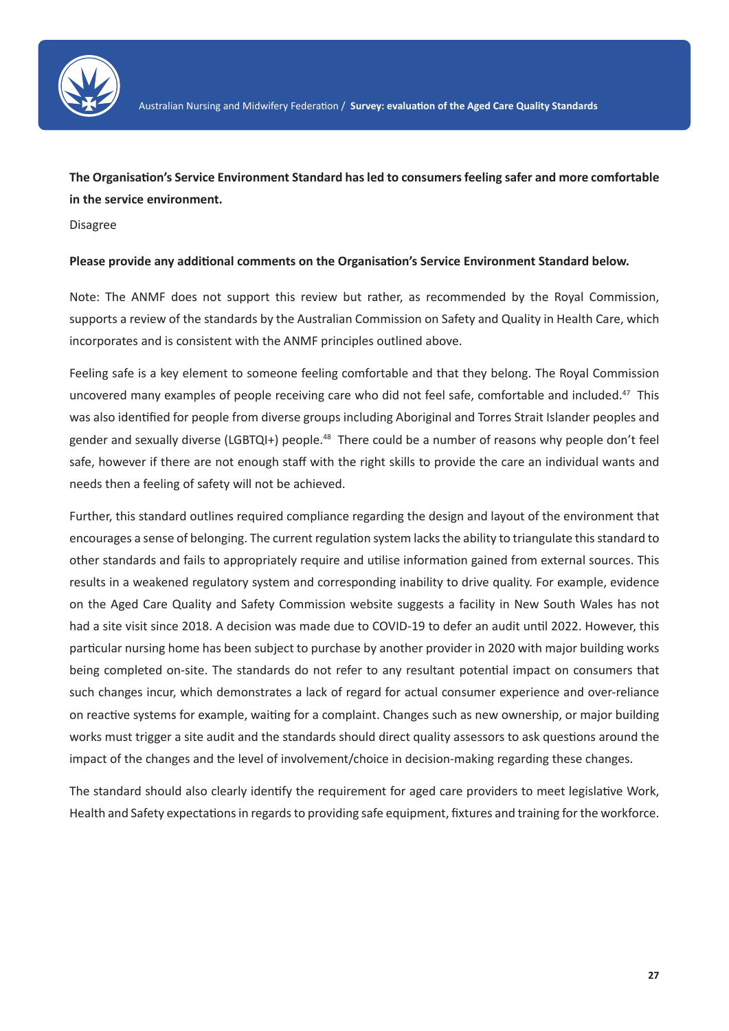**The Organisation's Service Environment Standard has led to consumers feeling safer and more comfortable in the service environment.**

Disagree

**Please provide any additional comments on the Organisation's Service Environment Standard below.**

Note: The ANMF does not support this review but rather, as recommended by the Royal Commission, supports a review of the standards by the Australian Commission on Safety and Quality in Health Care, which incorporates and is consistent with the ANMF principles outlined above.

Feeling safe is a key element to someone feeling comfortable and that they belong. The Royal Commission uncovered many examples of people receiving care who did not feel safe, comfortable and included.[47] This was also identified for people from diverse groups including Aboriginal and Torres Strait Islander peoples and gender and sexually diverse (LGBTQI+) people.[48] There could be a number of reasons why people don't feel safe, however if there are not enough staff with the right skills to provide the care an individual wants and needs then a feeling of safety will not be achieved.

Further, this standard outlines required compliance regarding the design and layout of the environment that encourages a sense of belonging. The current regulation system lacks the ability to triangulate this standard to other standards and fails to appropriately require and utilise information gained from external sources. This results in a weakened regulatory system and corresponding inability to drive quality. For example, evidence on the Aged Care Quality and Safety Commission website suggests a facility in New South Wales has not had a site visit since 2018. A decision was made due to COVID-19 to defer an audit until 2022. However, this particular nursing home has been subject to purchase by another provider in 2020 with major building works being completed on-site. The standards do not refer to any resultant potential impact on consumers that such changes incur, which demonstrates a lack of regard for actual consumer experience and over-reliance on reactive systems for example, waiting for a complaint. Changes such as new ownership, or major building works must trigger a site audit and the standards should direct quality assessors to ask questions around the impact of the changes and the level of involvement/choice in decision-making regarding these changes.

The standard should also clearly identify the requirement for aged care providers to meet legislative Work, Health and Safety expectations in regards to providing safe equipment, fixtures and training for the workforce.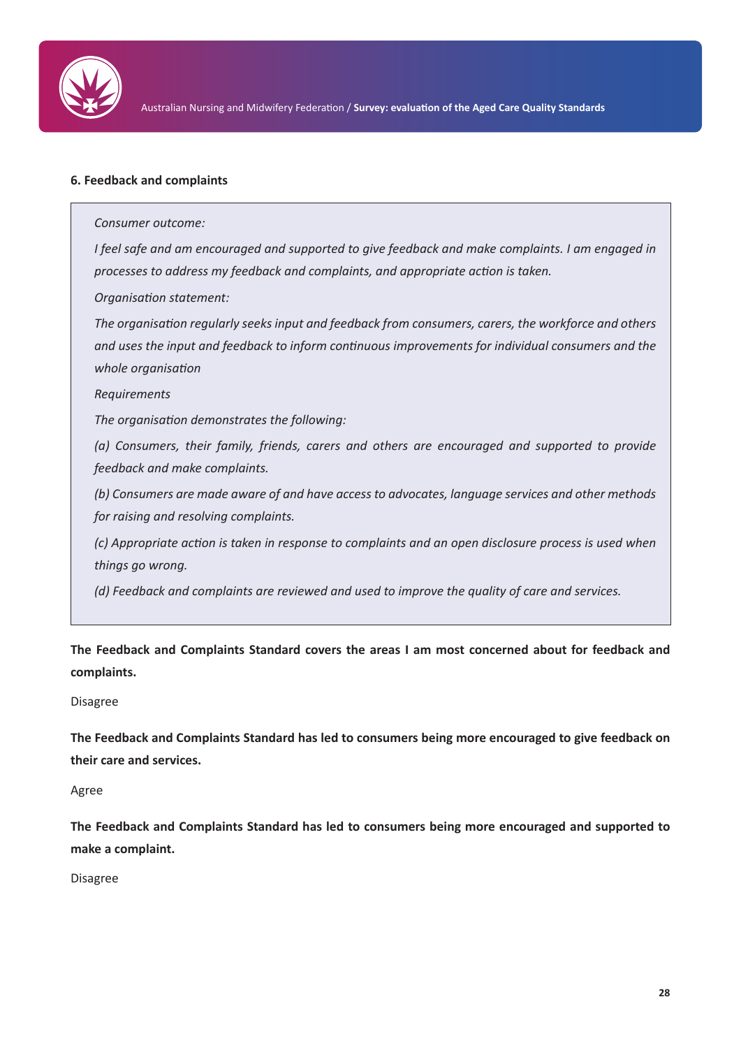### 6. Feedback and complaints

*Consumer outcome:*

*I feel safe and am encouraged and supported to give feedback and make complaints. I am engaged in processes to address my feedback and complaints, and appropriate action is taken.*

*Organisation statement:*

*The organisation regularly seeks input and feedback from consumers, carers, the workforce and others and uses the input and feedback to inform continuous improvements for individual consumers and the whole organisation*

*Requirements*

*The organisation demonstrates the following:*

*(a) Consumers, their family, friends, carers and others are encouraged and supported to provide feedback and make complaints.*

*(b) Consumers are made aware of and have access to advocates, language services and other methods for raising and resolving complaints.*

*(c) Appropriate action is taken in response to complaints and an open disclosure process is used when things go wrong.*

*(d) Feedback and complaints are reviewed and used to improve the quality of care and services.*

**The Feedback and Complaints Standard covers the areas I am most concerned about for feedback and complaints.**

Disagree

**The Feedback and Complaints Standard has led to consumers being more encouraged to give feedback on their care and services.**

Agree

**The Feedback and Complaints Standard has led to consumers being more encouraged and supported to make a complaint.**

Disagree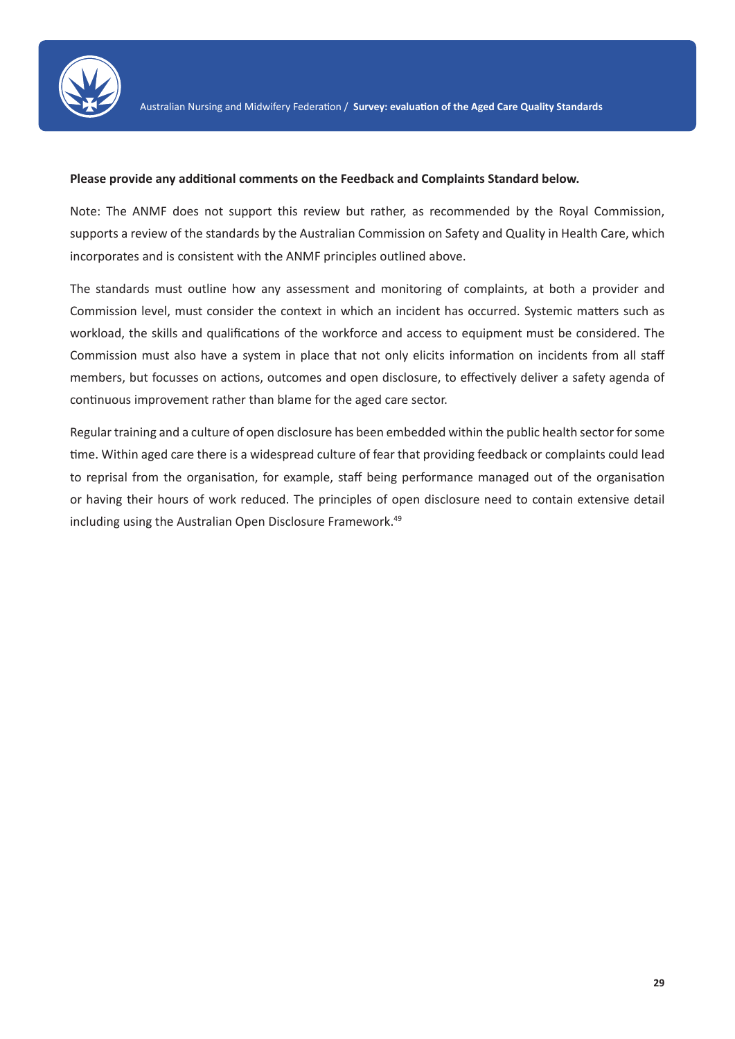**Please provide any additional comments on the Feedback and Complaints Standard below.**

Note: The ANMF does not support this review but rather, as recommended by the Royal Commission, supports a review of the standards by the Australian Commission on Safety and Quality in Health Care, which incorporates and is consistent with the ANMF principles outlined above.

The standards must outline how any assessment and monitoring of complaints, at both a provider and Commission level, must consider the context in which an incident has occurred. Systemic matters such as workload, the skills and qualifications of the workforce and access to equipment must be considered. The Commission must also have a system in place that not only elicits information on incidents from all staff members, but focusses on actions, outcomes and open disclosure, to effectively deliver a safety agenda of continuous improvement rather than blame for the aged care sector.

Regular training and a culture of open disclosure has been embedded within the public health sector for some time. Within aged care there is a widespread culture of fear that providing feedback or complaints could lead to reprisal from the organisation, for example, staff being performance managed out of the organisation or having their hours of work reduced. The principles of open disclosure need to contain extensive detail including using the Australian Open Disclosure Framework.[49]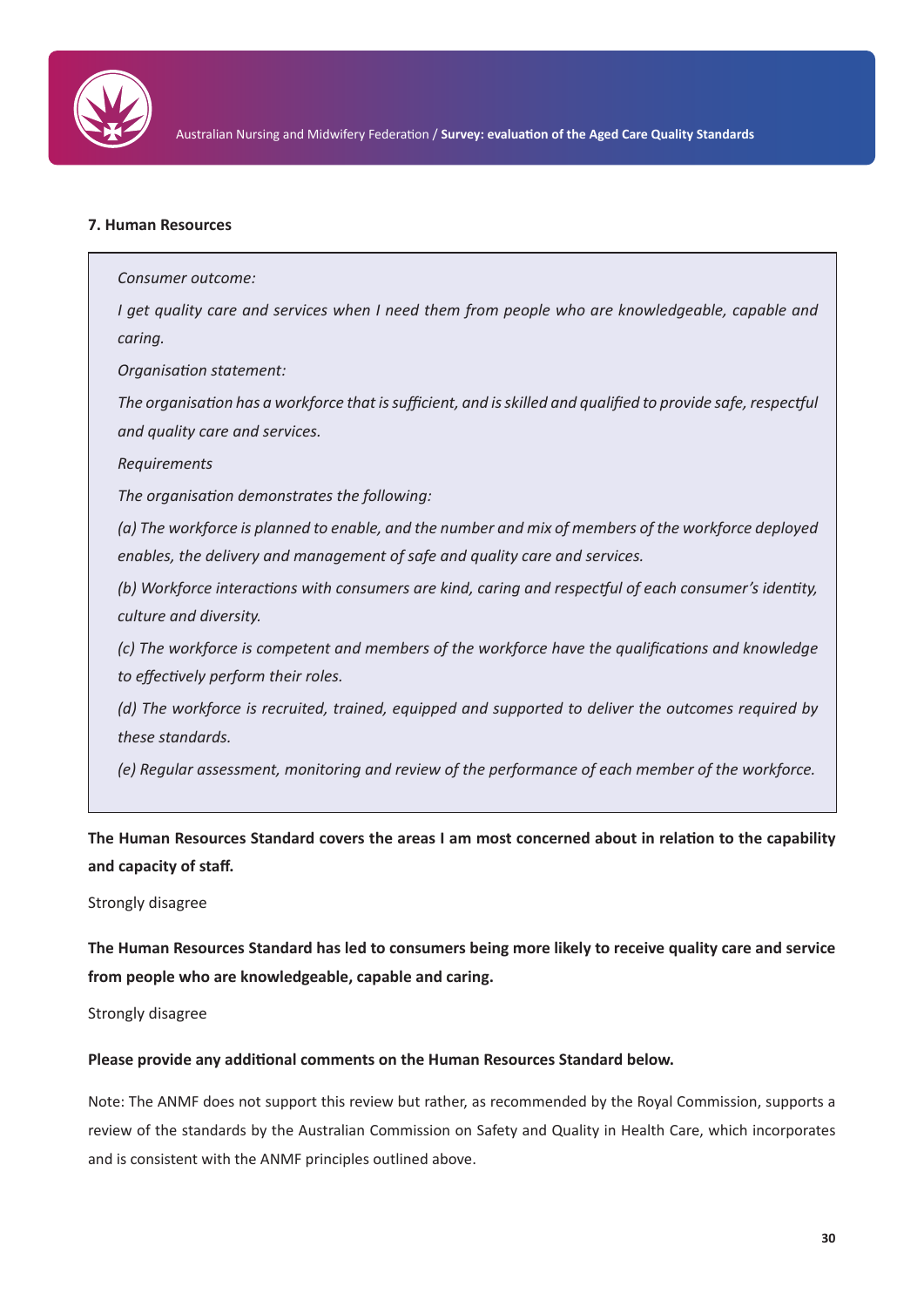### 7. Human Resources

> *Consumer outcome:*
>
> *I get quality care and services when I need them from people who are knowledgeable, capable and caring.*
>
> *Organisation statement:*
>
> *The organisation has a workforce that is sufficient, and is skilled and qualified to provide safe, respectful and quality care and services.*
>
> *Requirements*
>
> *The organisation demonstrates the following:*
>
> *(a) The workforce is planned to enable, and the number and mix of members of the workforce deployed enables, the delivery and management of safe and quality care and services.*
>
> *(b) Workforce interactions with consumers are kind, caring and respectful of each consumer's identity, culture and diversity.*
>
> *(c) The workforce is competent and members of the workforce have the qualifications and knowledge to effectively perform their roles.*
>
> *(d) The workforce is recruited, trained, equipped and supported to deliver the outcomes required by these standards.*
>
> *(e) Regular assessment, monitoring and review of the performance of each member of the workforce.*

**The Human Resources Standard covers the areas I am most concerned about in relation to the capability and capacity of staff.**

Strongly disagree

**The Human Resources Standard has led to consumers being more likely to receive quality care and service from people who are knowledgeable, capable and caring.**

Strongly disagree

**Please provide any additional comments on the Human Resources Standard below.**

Note: The ANMF does not support this review but rather, as recommended by the Royal Commission, supports a review of the standards by the Australian Commission on Safety and Quality in Health Care, which incorporates and is consistent with the ANMF principles outlined above.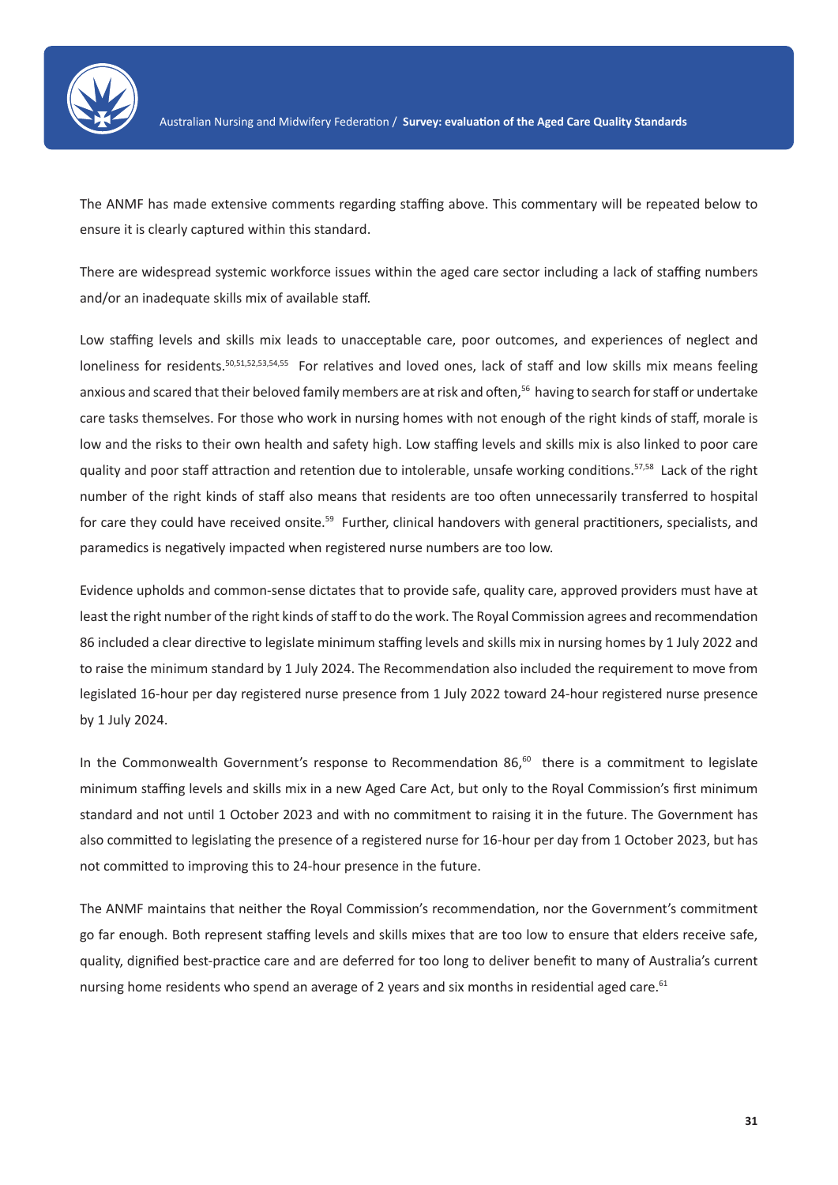The ANMF has made extensive comments regarding staffing above. This commentary will be repeated below to ensure it is clearly captured within this standard.

There are widespread systemic workforce issues within the aged care sector including a lack of staffing numbers and/or an inadequate skills mix of available staff.

Low staffing levels and skills mix leads to unacceptable care, poor outcomes, and experiences of neglect and loneliness for residents.[50,51,52,53,54,55] For relatives and loved ones, lack of staff and low skills mix means feeling anxious and scared that their beloved family members are at risk and often,[56] having to search for staff or undertake care tasks themselves. For those who work in nursing homes with not enough of the right kinds of staff, morale is low and the risks to their own health and safety high. Low staffing levels and skills mix is also linked to poor care quality and poor staff attraction and retention due to intolerable, unsafe working conditions.[57,58] Lack of the right number of the right kinds of staff also means that residents are too often unnecessarily transferred to hospital for care they could have received onsite.[59] Further, clinical handovers with general practitioners, specialists, and paramedics is negatively impacted when registered nurse numbers are too low.

Evidence upholds and common-sense dictates that to provide safe, quality care, approved providers must have at least the right number of the right kinds of staff to do the work. The Royal Commission agrees and recommendation 86 included a clear directive to legislate minimum staffing levels and skills mix in nursing homes by 1 July 2022 and to raise the minimum standard by 1 July 2024. The Recommendation also included the requirement to move from legislated 16-hour per day registered nurse presence from 1 July 2022 toward 24-hour registered nurse presence by 1 July 2024.

In the Commonwealth Government's response to Recommendation 86,[60] there is a commitment to legislate minimum staffing levels and skills mix in a new Aged Care Act, but only to the Royal Commission's first minimum standard and not until 1 October 2023 and with no commitment to raising it in the future. The Government has also committed to legislating the presence of a registered nurse for 16-hour per day from 1 October 2023, but has not committed to improving this to 24-hour presence in the future.

The ANMF maintains that neither the Royal Commission's recommendation, nor the Government's commitment go far enough. Both represent staffing levels and skills mixes that are too low to ensure that elders receive safe, quality, dignified best-practice care and are deferred for too long to deliver benefit to many of Australia's current nursing home residents who spend an average of 2 years and six months in residential aged care.[61]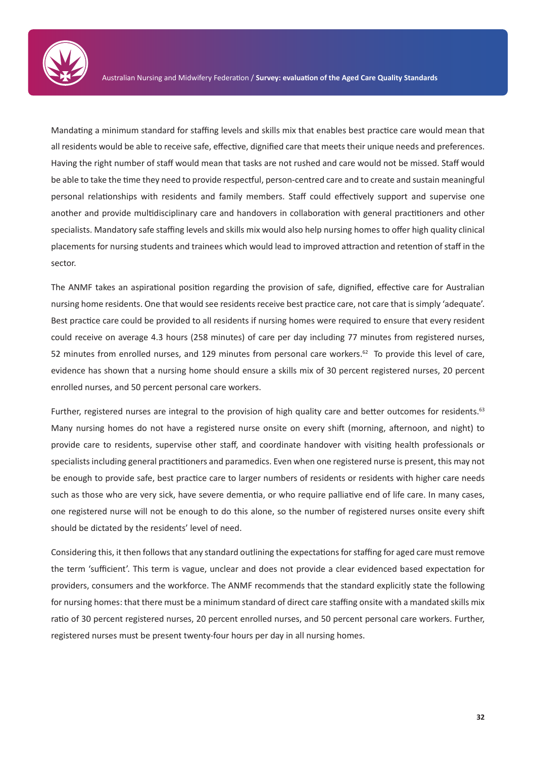Mandating a minimum standard for staffing levels and skills mix that enables best practice care would mean that all residents would be able to receive safe, effective, dignified care that meets their unique needs and preferences. Having the right number of staff would mean that tasks are not rushed and care would not be missed. Staff would be able to take the time they need to provide respectful, person-centred care and to create and sustain meaningful personal relationships with residents and family members. Staff could effectively support and supervise one another and provide multidisciplinary care and handovers in collaboration with general practitioners and other specialists. Mandatory safe staffing levels and skills mix would also help nursing homes to offer high quality clinical placements for nursing students and trainees which would lead to improved attraction and retention of staff in the sector.

The ANMF takes an aspirational position regarding the provision of safe, dignified, effective care for Australian nursing home residents. One that would see residents receive best practice care, not care that is simply 'adequate'. Best practice care could be provided to all residents if nursing homes were required to ensure that every resident could receive on average 4.3 hours (258 minutes) of care per day including 77 minutes from registered nurses, 52 minutes from enrolled nurses, and 129 minutes from personal care workers.[62] To provide this level of care, evidence has shown that a nursing home should ensure a skills mix of 30 percent registered nurses, 20 percent enrolled nurses, and 50 percent personal care workers.

Further, registered nurses are integral to the provision of high quality care and better outcomes for residents.[63] Many nursing homes do not have a registered nurse onsite on every shift (morning, afternoon, and night) to provide care to residents, supervise other staff, and coordinate handover with visiting health professionals or specialists including general practitioners and paramedics. Even when one registered nurse is present, this may not be enough to provide safe, best practice care to larger numbers of residents or residents with higher care needs such as those who are very sick, have severe dementia, or who require palliative end of life care. In many cases, one registered nurse will not be enough to do this alone, so the number of registered nurses onsite every shift should be dictated by the residents' level of need.

Considering this, it then follows that any standard outlining the expectations for staffing for aged care must remove the term 'sufficient'. This term is vague, unclear and does not provide a clear evidenced based expectation for providers, consumers and the workforce. The ANMF recommends that the standard explicitly state the following for nursing homes: that there must be a minimum standard of direct care staffing onsite with a mandated skills mix ratio of 30 percent registered nurses, 20 percent enrolled nurses, and 50 percent personal care workers. Further, registered nurses must be present twenty-four hours per day in all nursing homes.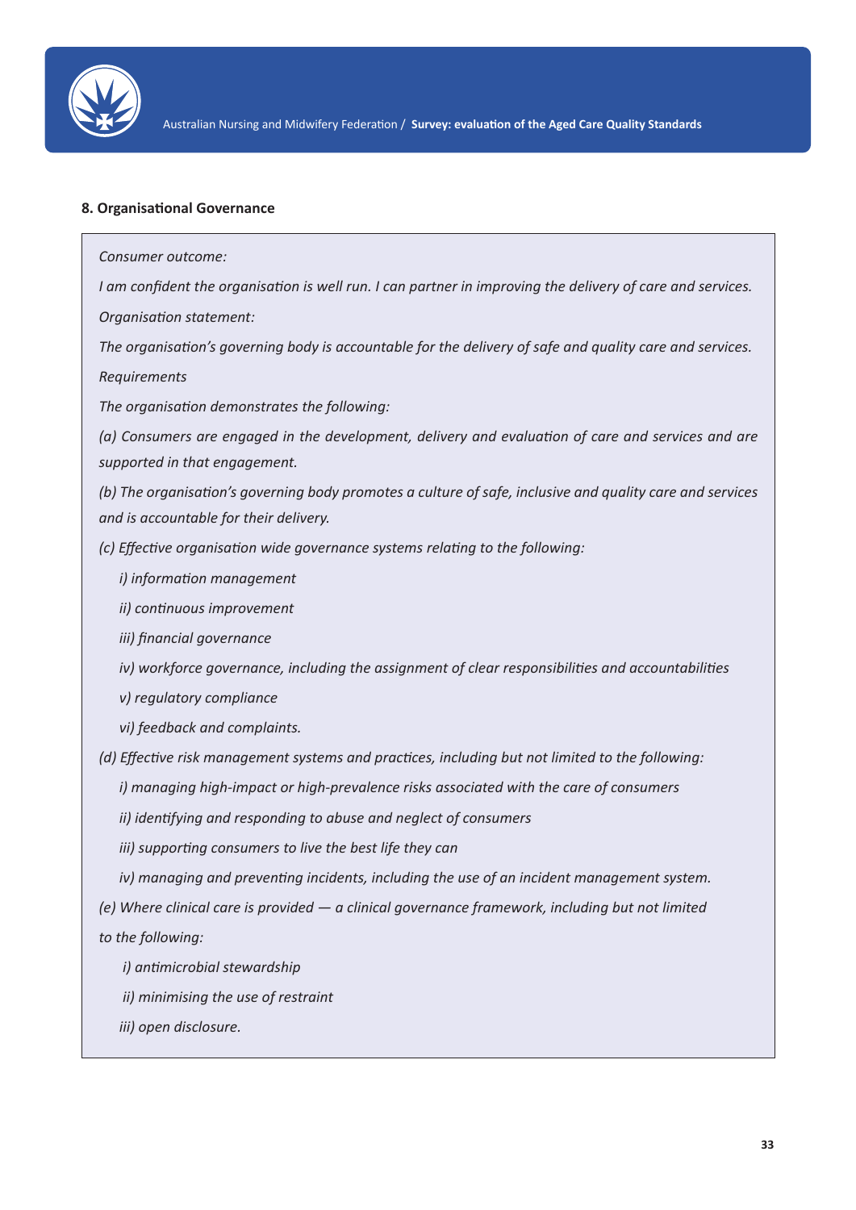### 8. Organisational Governance

*Consumer outcome:*

*I am confident the organisation is well run. I can partner in improving the delivery of care and services.*

*Organisation statement:*

*The organisation's governing body is accountable for the delivery of safe and quality care and services.*

*Requirements*

*The organisation demonstrates the following:*

*(a) Consumers are engaged in the development, delivery and evaluation of care and services and are supported in that engagement.*

*(b) The organisation's governing body promotes a culture of safe, inclusive and quality care and services and is accountable for their delivery.*

*(c) Effective organisation wide governance systems relating to the following:*

- *i) information management*
- *ii) continuous improvement*
- *iii) financial governance*
- *iv) workforce governance, including the assignment of clear responsibilities and accountabilities*
- *v) regulatory compliance*
- *vi) feedback and complaints.*

*(d) Effective risk management systems and practices, including but not limited to the following:*

- *i) managing high-impact or high-prevalence risks associated with the care of consumers*
- *ii) identifying and responding to abuse and neglect of consumers*
- *iii) supporting consumers to live the best life they can*
- *iv) managing and preventing incidents, including the use of an incident management system.*

*(e) Where clinical care is provided — a clinical governance framework, including but not limited to the following:*

- *i) antimicrobial stewardship*
- *ii) minimising the use of restraint*
- *iii) open disclosure.*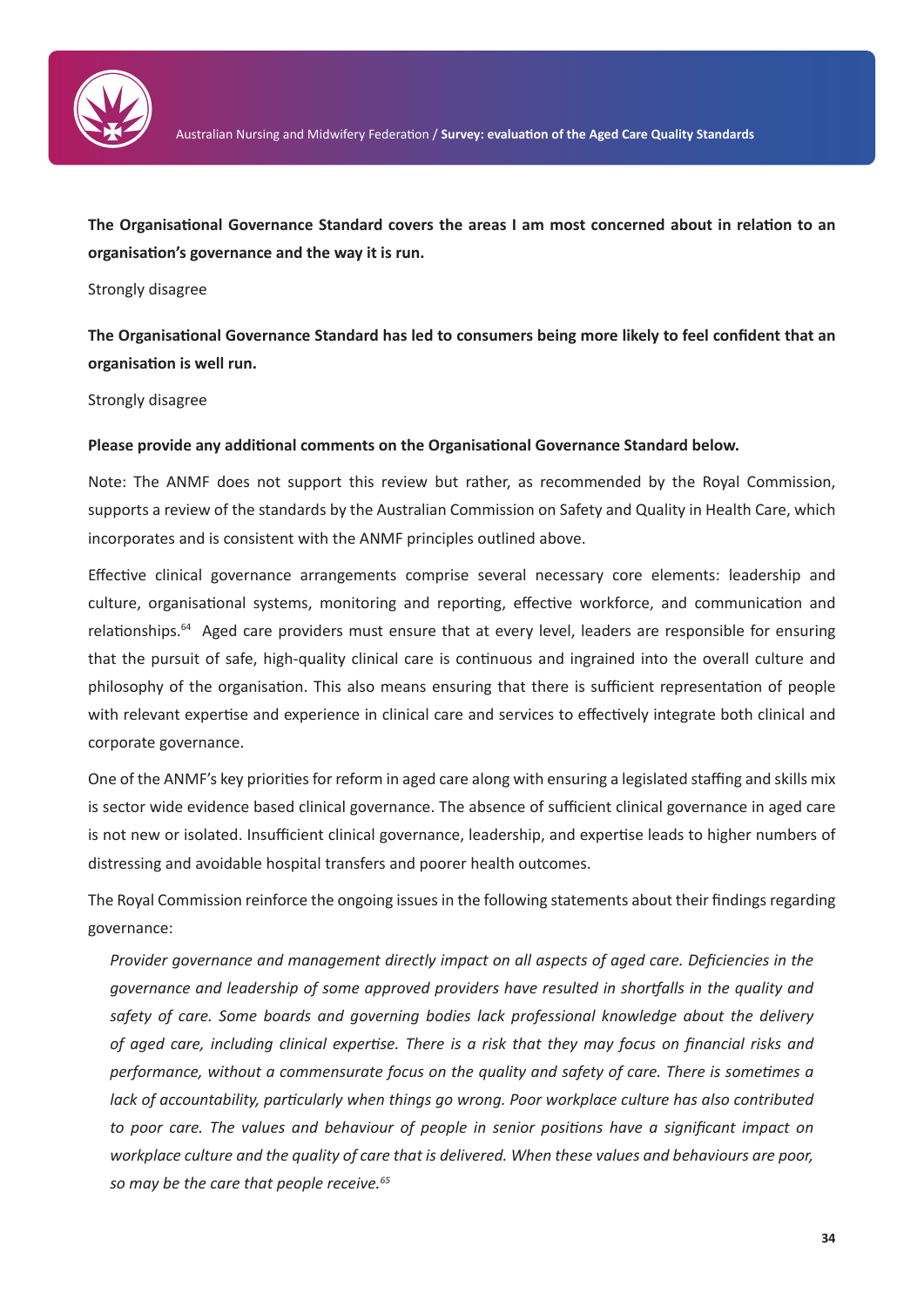**The Organisational Governance Standard covers the areas I am most concerned about in relation to an organisation's governance and the way it is run.**

Strongly disagree

**The Organisational Governance Standard has led to consumers being more likely to feel confident that an organisation is well run.**

Strongly disagree

**Please provide any additional comments on the Organisational Governance Standard below.**

Note: The ANMF does not support this review but rather, as recommended by the Royal Commission, supports a review of the standards by the Australian Commission on Safety and Quality in Health Care, which incorporates and is consistent with the ANMF principles outlined above.

Effective clinical governance arrangements comprise several necessary core elements: leadership and culture, organisational systems, monitoring and reporting, effective workforce, and communication and relationships.[64] Aged care providers must ensure that at every level, leaders are responsible for ensuring that the pursuit of safe, high-quality clinical care is continuous and ingrained into the overall culture and philosophy of the organisation. This also means ensuring that there is sufficient representation of people with relevant expertise and experience in clinical care and services to effectively integrate both clinical and corporate governance.

One of the ANMF's key priorities for reform in aged care along with ensuring a legislated staffing and skills mix is sector wide evidence based clinical governance. The absence of sufficient clinical governance in aged care is not new or isolated. Insufficient clinical governance, leadership, and expertise leads to higher numbers of distressing and avoidable hospital transfers and poorer health outcomes.

The Royal Commission reinforce the ongoing issues in the following statements about their findings regarding governance:

> *Provider governance and management directly impact on all aspects of aged care. Deficiencies in the governance and leadership of some approved providers have resulted in shortfalls in the quality and safety of care. Some boards and governing bodies lack professional knowledge about the delivery of aged care, including clinical expertise. There is a risk that they may focus on financial risks and performance, without a commensurate focus on the quality and safety of care. There is sometimes a lack of accountability, particularly when things go wrong. Poor workplace culture has also contributed to poor care. The values and behaviour of people in senior positions have a significant impact on workplace culture and the quality of care that is delivered. When these values and behaviours are poor, so may be the care that people receive.*[65]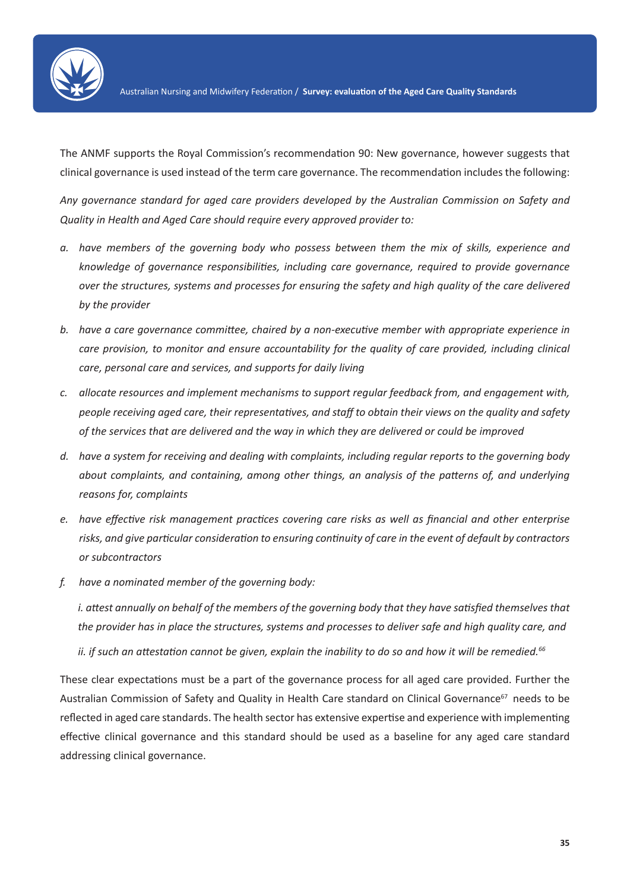The ANMF supports the Royal Commission's recommendation 90: New governance, however suggests that clinical governance is used instead of the term care governance. The recommendation includes the following:

*Any governance standard for aged care providers developed by the Australian Commission on Safety and Quality in Health and Aged Care should require every approved provider to:*

a. *have members of the governing body who possess between them the mix of skills, experience and knowledge of governance responsibilities, including care governance, required to provide governance over the structures, systems and processes for ensuring the safety and high quality of the care delivered by the provider*

b. *have a care governance committee, chaired by a non-executive member with appropriate experience in care provision, to monitor and ensure accountability for the quality of care provided, including clinical care, personal care and services, and supports for daily living*

c. *allocate resources and implement mechanisms to support regular feedback from, and engagement with, people receiving aged care, their representatives, and staff to obtain their views on the quality and safety of the services that are delivered and the way in which they are delivered or could be improved*

d. *have a system for receiving and dealing with complaints, including regular reports to the governing body about complaints, and containing, among other things, an analysis of the patterns of, and underlying reasons for, complaints*

e. *have effective risk management practices covering care risks as well as financial and other enterprise risks, and give particular consideration to ensuring continuity of care in the event of default by contractors or subcontractors*

f. *have a nominated member of the governing body:*

   *i. attest annually on behalf of the members of the governing body that they have satisfied themselves that the provider has in place the structures, systems and processes to deliver safe and high quality care, and*

   *ii. if such an attestation cannot be given, explain the inability to do so and how it will be remedied.*[66]

These clear expectations must be a part of the governance process for all aged care provided. Further the Australian Commission of Safety and Quality in Health Care standard on Clinical Governance[67] needs to be reflected in aged care standards. The health sector has extensive expertise and experience with implementing effective clinical governance and this standard should be used as a baseline for any aged care standard addressing clinical governance.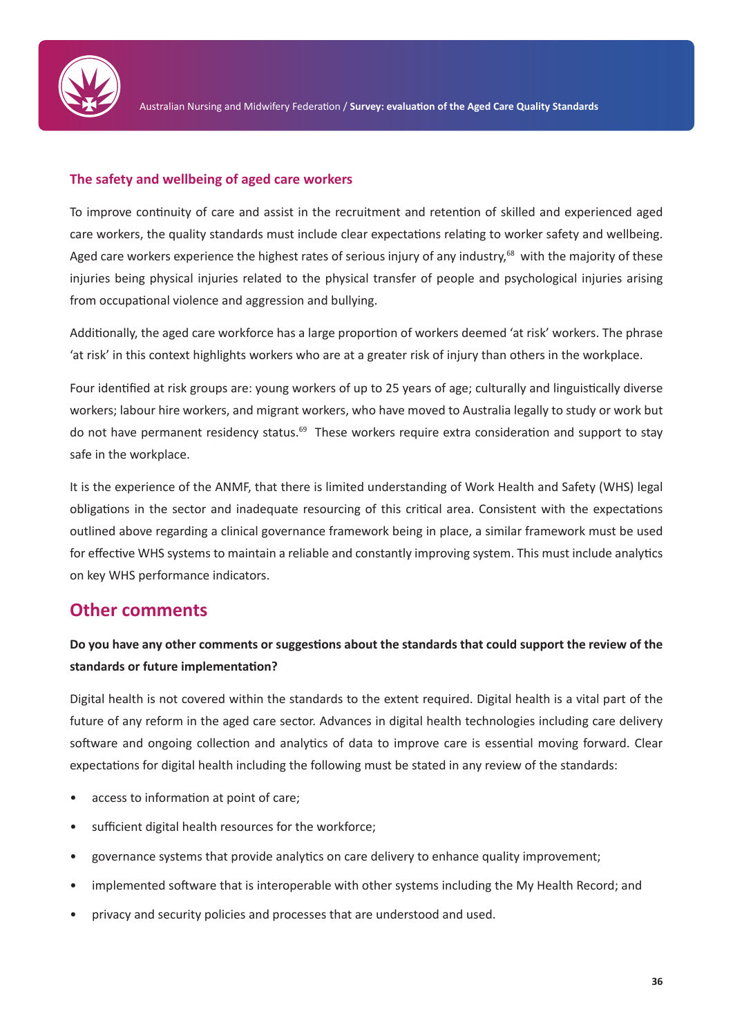### The safety and wellbeing of aged care workers

To improve continuity of care and assist in the recruitment and retention of skilled and experienced aged care workers, the quality standards must include clear expectations relating to worker safety and wellbeing. Aged care workers experience the highest rates of serious injury of any industry,[68] with the majority of these injuries being physical injuries related to the physical transfer of people and psychological injuries arising from occupational violence and aggression and bullying.

Additionally, the aged care workforce has a large proportion of workers deemed 'at risk' workers. The phrase 'at risk' in this context highlights workers who are at a greater risk of injury than others in the workplace.

Four identified at risk groups are: young workers of up to 25 years of age; culturally and linguistically diverse workers; labour hire workers, and migrant workers, who have moved to Australia legally to study or work but do not have permanent residency status.[69] These workers require extra consideration and support to stay safe in the workplace.

It is the experience of the ANMF, that there is limited understanding of Work Health and Safety (WHS) legal obligations in the sector and inadequate resourcing of this critical area. Consistent with the expectations outlined above regarding a clinical governance framework being in place, a similar framework must be used for effective WHS systems to maintain a reliable and constantly improving system. This must include analytics on key WHS performance indicators.

## Other comments

**Do you have any other comments or suggestions about the standards that could support the review of the standards or future implementation?**

Digital health is not covered within the standards to the extent required. Digital health is a vital part of the future of any reform in the aged care sector. Advances in digital health technologies including care delivery software and ongoing collection and analytics of data to improve care is essential moving forward. Clear expectations for digital health including the following must be stated in any review of the standards:

- access to information at point of care;
- sufficient digital health resources for the workforce;
- governance systems that provide analytics on care delivery to enhance quality improvement;
- implemented software that is interoperable with other systems including the My Health Record; and
- privacy and security policies and processes that are understood and used.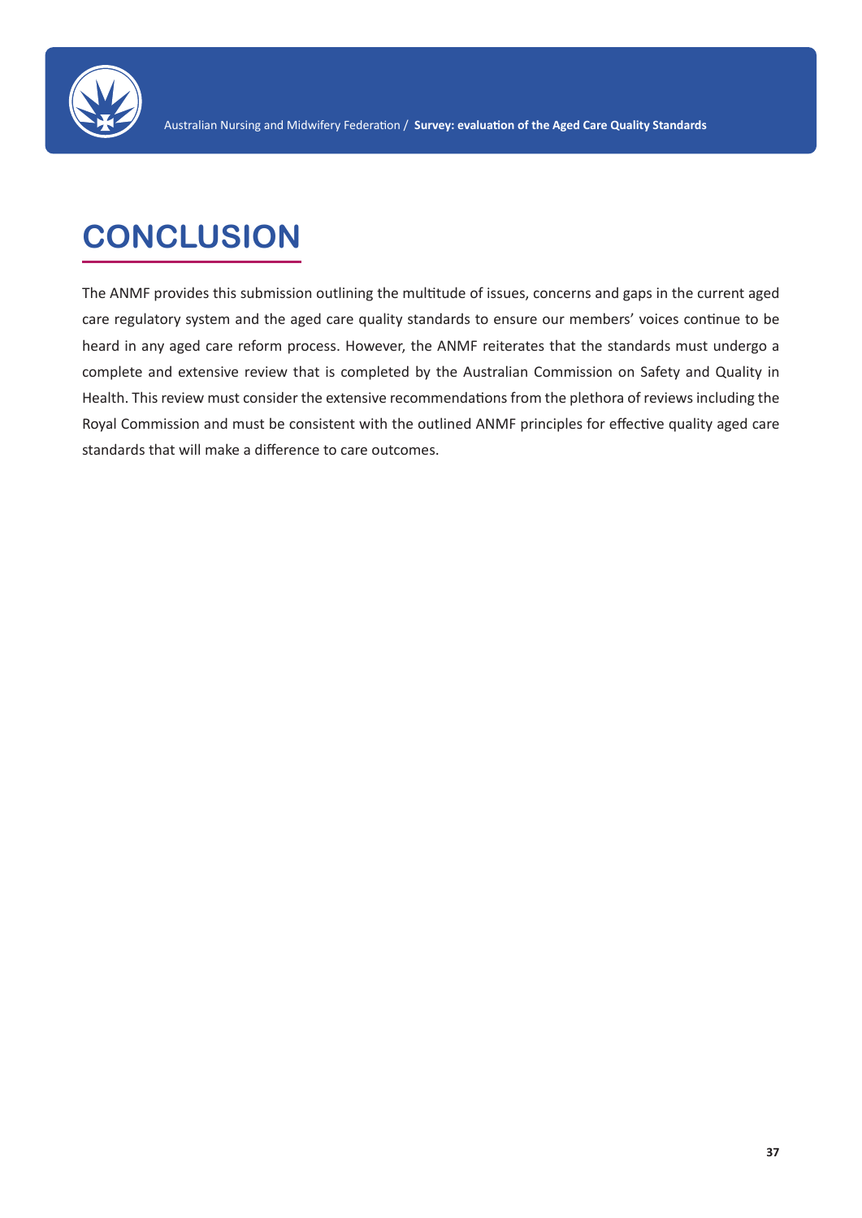# CONCLUSION

The ANMF provides this submission outlining the multitude of issues, concerns and gaps in the current aged care regulatory system and the aged care quality standards to ensure our members' voices continue to be heard in any aged care reform process. However, the ANMF reiterates that the standards must undergo a complete and extensive review that is completed by the Australian Commission on Safety and Quality in Health. This review must consider the extensive recommendations from the plethora of reviews including the Royal Commission and must be consistent with the outlined ANMF principles for effective quality aged care standards that will make a difference to care outcomes.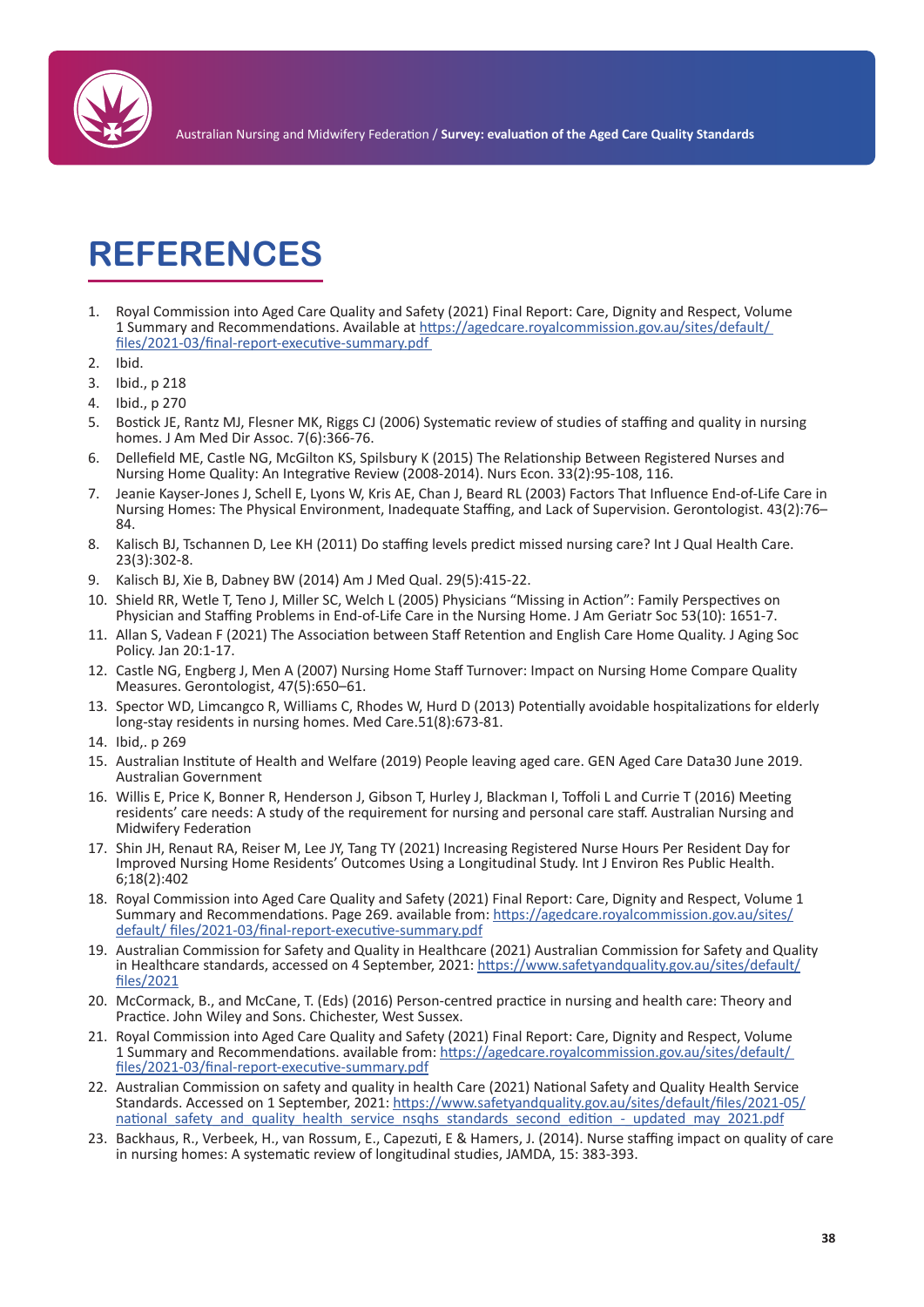# REFERENCES

1. Royal Commission into Aged Care Quality and Safety (2021) Final Report: Care, Dignity and Respect, Volume 1 Summary and Recommendations. Available at https://agedcare.royalcommission.gov.au/sites/default/files/2021-03/final-report-executive-summary.pdf
2. Ibid.
3. Ibid., p 218
4. Ibid., p 270
5. Bostick JE, Rantz MJ, Flesner MK, Riggs CJ (2006) Systematic review of studies of staffing and quality in nursing homes. J Am Med Dir Assoc. 7(6):366-76.
6. Dellefield ME, Castle NG, McGilton KS, Spilsbury K (2015) The Relationship Between Registered Nurses and Nursing Home Quality: An Integrative Review (2008-2014). Nurs Econ. 33(2):95-108, 116.
7. Jeanie Kayser-Jones J, Schell E, Lyons W, Kris AE, Chan J, Beard RL (2003) Factors That Influence End-of-Life Care in Nursing Homes: The Physical Environment, Inadequate Staffing, and Lack of Supervision. Gerontologist. 43(2):76–84.
8. Kalisch BJ, Tschannen D, Lee KH (2011) Do staffing levels predict missed nursing care? Int J Qual Health Care. 23(3):302-8.
9. Kalisch BJ, Xie B, Dabney BW (2014) Am J Med Qual. 29(5):415-22.
10. Shield RR, Wetle T, Teno J, Miller SC, Welch L (2005) Physicians "Missing in Action": Family Perspectives on Physician and Staffing Problems in End-of-Life Care in the Nursing Home. J Am Geriatr Soc 53(10): 1651-7.
11. Allan S, Vadean F (2021) The Association between Staff Retention and English Care Home Quality. J Aging Soc Policy. Jan 20:1-17.
12. Castle NG, Engberg J, Men A (2007) Nursing Home Staff Turnover: Impact on Nursing Home Compare Quality Measures. Gerontologist, 47(5):650–61.
13. Spector WD, Limcangco R, Williams C, Rhodes W, Hurd D (2013) Potentially avoidable hospitalizations for elderly long-stay residents in nursing homes. Med Care.51(8):673-81.
14. Ibid,. p 269
15. Australian Institute of Health and Welfare (2019) People leaving aged care. GEN Aged Care Data30 June 2019. Australian Government
16. Willis E, Price K, Bonner R, Henderson J, Gibson T, Hurley J, Blackman I, Toffoli L and Currie T (2016) Meeting residents' care needs: A study of the requirement for nursing and personal care staff. Australian Nursing and Midwifery Federation
17. Shin JH, Renaut RA, Reiser M, Lee JY, Tang TY (2021) Increasing Registered Nurse Hours Per Resident Day for Improved Nursing Home Residents' Outcomes Using a Longitudinal Study. Int J Environ Res Public Health. 6;18(2):402
18. Royal Commission into Aged Care Quality and Safety (2021) Final Report: Care, Dignity and Respect, Volume 1 Summary and Recommendations. Page 269. available from: https://agedcare.royalcommission.gov.au/sites/default/ files/2021-03/final-report-executive-summary.pdf
19. Australian Commission for Safety and Quality in Healthcare (2021) Australian Commission for Safety and Quality in Healthcare standards, accessed on 4 September, 2021: https://www.safetyandquality.gov.au/sites/default/files/2021
20. McCormack, B., and McCane, T. (Eds) (2016) Person-centred practice in nursing and health care: Theory and Practice. John Wiley and Sons. Chichester, West Sussex.
21. Royal Commission into Aged Care Quality and Safety (2021) Final Report: Care, Dignity and Respect, Volume 1 Summary and Recommendations. available from: https://agedcare.royalcommission.gov.au/sites/default/files/2021-03/final-report-executive-summary.pdf
22. Australian Commission on safety and quality in health Care (2021) National Safety and Quality Health Service Standards. Accessed on 1 September, 2021: https://www.safetyandquality.gov.au/sites/default/files/2021-05/national_safety_and_quality_health_service_nsqhs_standards_second_edition_-_updated_may_2021.pdf
23. Backhaus, R., Verbeek, H., van Rossum, E., Capezuti, E & Hamers, J. (2014). Nurse staffing impact on quality of care in nursing homes: A systematic review of longitudinal studies, JAMDA, 15: 383-393.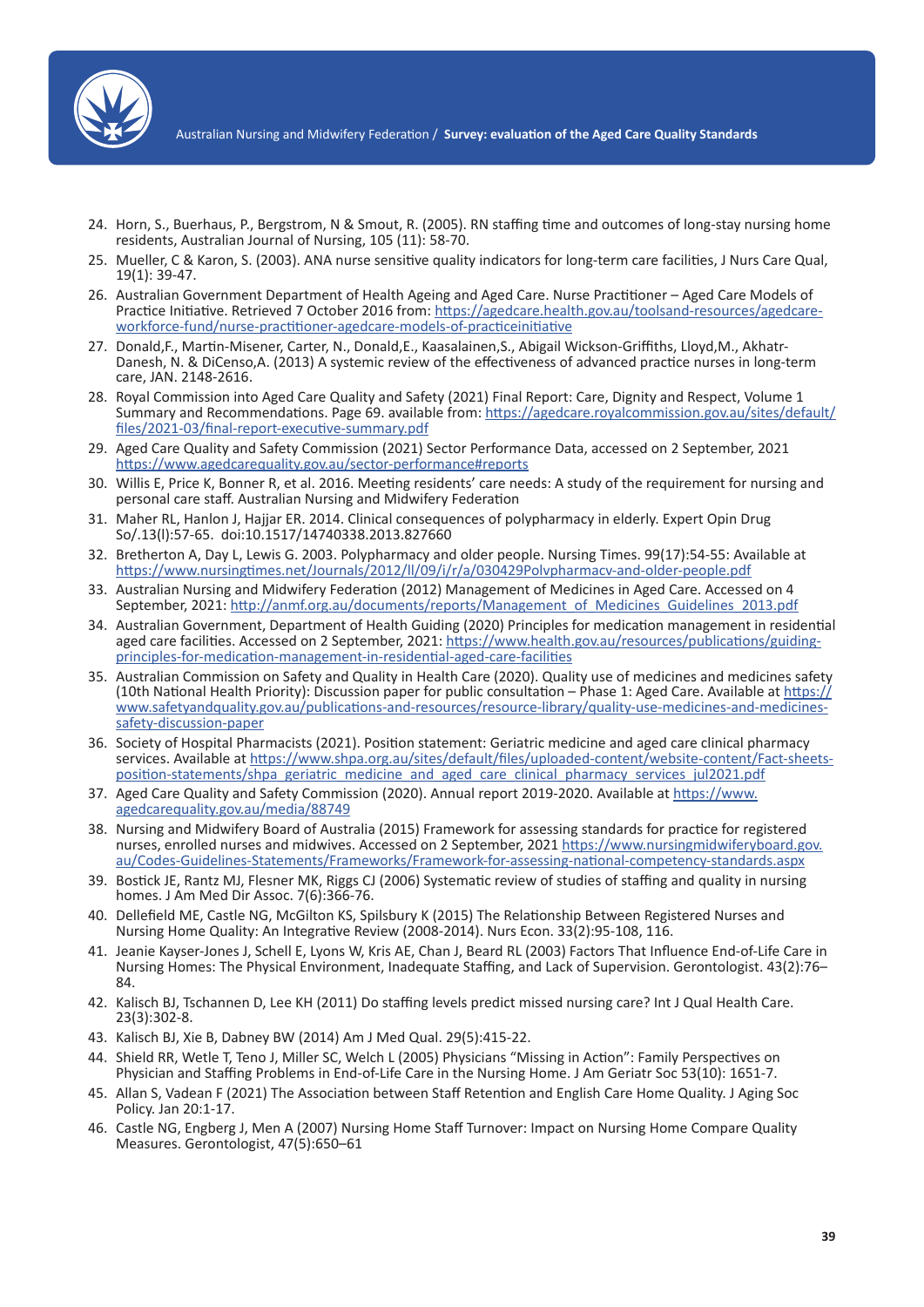24. Horn, S., Buerhaus, P., Bergstrom, N & Smout, R. (2005). RN staffing time and outcomes of long-stay nursing home residents, Australian Journal of Nursing, 105 (11): 58-70.
25. Mueller, C & Karon, S. (2003). ANA nurse sensitive quality indicators for long-term care facilities, J Nurs Care Qual, 19(1): 39-47.
26. Australian Government Department of Health Ageing and Aged Care. Nurse Practitioner – Aged Care Models of Practice Initiative. Retrieved 7 October 2016 from: https://agedcare.health.gov.au/toolsand-resources/agedcare-workforce-fund/nurse-practitioner-agedcare-models-of-practiceinitiative
27. Donald,F., Martin-Misener, Carter, N., Donald,E., Kaasalainen,S., Abigail Wickson-Griffiths, Lloyd,M., Akhatr-Danesh, N. & DiCenso,A. (2013) A systemic review of the effectiveness of advanced practice nurses in long-term care, JAN. 2148-2616.
28. Royal Commission into Aged Care Quality and Safety (2021) Final Report: Care, Dignity and Respect, Volume 1 Summary and Recommendations. Page 69. available from: https://agedcare.royalcommission.gov.au/sites/default/files/2021-03/final-report-executive-summary.pdf
29. Aged Care Quality and Safety Commission (2021) Sector Performance Data, accessed on 2 September, 2021 https://www.agedcarequality.gov.au/sector-performance#reports
30. Willis E, Price K, Bonner R, et al. 2016. Meeting residents' care needs: A study of the requirement for nursing and personal care staff. Australian Nursing and Midwifery Federation
31. Maher RL, Hanlon J, Hajjar ER. 2014. Clinical consequences of polypharmacy in elderly. Expert Opin Drug So/.13(l):57-65. doi:10.1517/14740338.2013.827660
32. Bretherton A, Day L, Lewis G. 2003. Polypharmacy and older people. Nursing Times. 99(17):54-55: Available at https://www.nursingtimes.net/Journals/2012/ll/09/i/r/a/030429Polvpharmacv-and-older-people.pdf
33. Australian Nursing and Midwifery Federation (2012) Management of Medicines in Aged Care. Accessed on 4 September, 2021: http://anmf.org.au/documents/reports/Management_of_Medicines_Guidelines_2013.pdf
34. Australian Government, Department of Health Guiding (2020) Principles for medication management in residential aged care facilities. Accessed on 2 September, 2021: https://www.health.gov.au/resources/publications/guiding-principles-for-medication-management-in-residential-aged-care-facilities
35. Australian Commission on Safety and Quality in Health Care (2020). Quality use of medicines and medicines safety (10th National Health Priority): Discussion paper for public consultation – Phase 1: Aged Care. Available at https://www.safetyandquality.gov.au/publications-and-resources/resource-library/quality-use-medicines-and-medicines-safety-discussion-paper
36. Society of Hospital Pharmacists (2021). Position statement: Geriatric medicine and aged care clinical pharmacy services. Available at https://www.shpa.org.au/sites/default/files/uploaded-content/website-content/Fact-sheets-position-statements/shpa_geriatric_medicine_and_aged_care_clinical_pharmacy_services_jul2021.pdf
37. Aged Care Quality and Safety Commission (2020). Annual report 2019-2020. Available at https://www.agedcarequality.gov.au/media/88749
38. Nursing and Midwifery Board of Australia (2015) Framework for assessing standards for practice for registered nurses, enrolled nurses and midwives. Accessed on 2 September, 2021 https://www.nursingmidwiferyboard.gov.au/Codes-Guidelines-Statements/Frameworks/Framework-for-assessing-national-competency-standards.aspx
39. Bostick JE, Rantz MJ, Flesner MK, Riggs CJ (2006) Systematic review of studies of staffing and quality in nursing homes. J Am Med Dir Assoc. 7(6):366-76.
40. Dellefield ME, Castle NG, McGilton KS, Spilsbury K (2015) The Relationship Between Registered Nurses and Nursing Home Quality: An Integrative Review (2008-2014). Nurs Econ. 33(2):95-108, 116.
41. Jeanie Kayser-Jones J, Schell E, Lyons W, Kris AE, Chan J, Beard RL (2003) Factors That Influence End-of-Life Care in Nursing Homes: The Physical Environment, Inadequate Staffing, and Lack of Supervision. Gerontologist. 43(2):76–84.
42. Kalisch BJ, Tschannen D, Lee KH (2011) Do staffing levels predict missed nursing care? Int J Qual Health Care. 23(3):302-8.
43. Kalisch BJ, Xie B, Dabney BW (2014) Am J Med Qual. 29(5):415-22.
44. Shield RR, Wetle T, Teno J, Miller SC, Welch L (2005) Physicians "Missing in Action": Family Perspectives on Physician and Staffing Problems in End-of-Life Care in the Nursing Home. J Am Geriatr Soc 53(10): 1651-7.
45. Allan S, Vadean F (2021) The Association between Staff Retention and English Care Home Quality. J Aging Soc Policy. Jan 20:1-17.
46. Castle NG, Engberg J, Men A (2007) Nursing Home Staff Turnover: Impact on Nursing Home Compare Quality Measures. Gerontologist, 47(5):650–61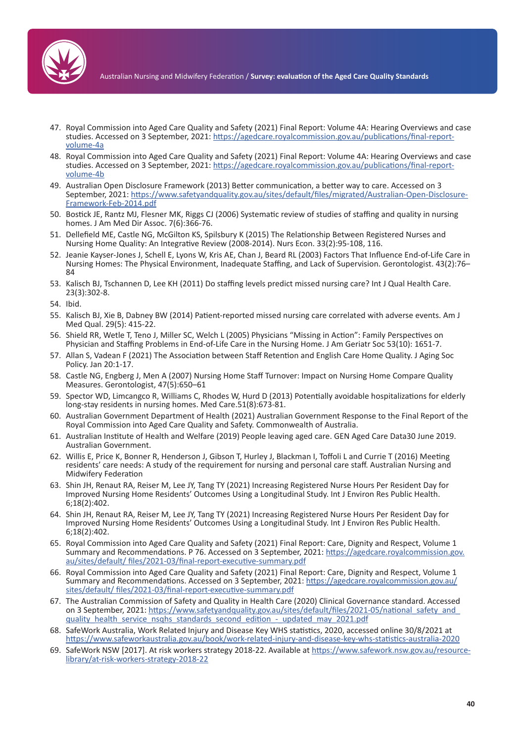47. Royal Commission into Aged Care Quality and Safety (2021) Final Report: Volume 4A: Hearing Overviews and case studies. Accessed on 3 September, 2021: https://agedcare.royalcommission.gov.au/publications/final-report-volume-4a
48. Royal Commission into Aged Care Quality and Safety (2021) Final Report: Volume 4A: Hearing Overviews and case studies. Accessed on 3 September, 2021: https://agedcare.royalcommission.gov.au/publications/final-report-volume-4b
49. Australian Open Disclosure Framework (2013) Better communication, a better way to care. Accessed on 3 September, 2021: https://www.safetyandquality.gov.au/sites/default/files/migrated/Australian-Open-Disclosure-Framework-Feb-2014.pdf
50. Bostick JE, Rantz MJ, Flesner MK, Riggs CJ (2006) Systematic review of studies of staffing and quality in nursing homes. J Am Med Dir Assoc. 7(6):366-76.
51. Dellefield ME, Castle NG, McGilton KS, Spilsbury K (2015) The Relationship Between Registered Nurses and Nursing Home Quality: An Integrative Review (2008-2014). Nurs Econ. 33(2):95-108, 116.
52. Jeanie Kayser-Jones J, Schell E, Lyons W, Kris AE, Chan J, Beard RL (2003) Factors That Influence End-of-Life Care in Nursing Homes: The Physical Environment, Inadequate Staffing, and Lack of Supervision. Gerontologist. 43(2):76–84
53. Kalisch BJ, Tschannen D, Lee KH (2011) Do staffing levels predict missed nursing care? Int J Qual Health Care. 23(3):302-8.
54. Ibid.
55. Kalisch BJ, Xie B, Dabney BW (2014) Patient-reported missed nursing care correlated with adverse events. Am J Med Qual. 29(5): 415-22.
56. Shield RR, Wetle T, Teno J, Miller SC, Welch L (2005) Physicians “Missing in Action”: Family Perspectives on Physician and Staffing Problems in End-of-Life Care in the Nursing Home. J Am Geriatr Soc 53(10): 1651-7.
57. Allan S, Vadean F (2021) The Association between Staff Retention and English Care Home Quality. J Aging Soc Policy. Jan 20:1-17.
58. Castle NG, Engberg J, Men A (2007) Nursing Home Staff Turnover: Impact on Nursing Home Compare Quality Measures. Gerontologist, 47(5):650–61
59. Spector WD, Limcangco R, Williams C, Rhodes W, Hurd D (2013) Potentially avoidable hospitalizations for elderly long-stay residents in nursing homes. Med Care.51(8):673-81.
60. Australian Government Department of Health (2021) Australian Government Response to the Final Report of the Royal Commission into Aged Care Quality and Safety. Commonwealth of Australia.
61. Australian Institute of Health and Welfare (2019) People leaving aged care. GEN Aged Care Data30 June 2019. Australian Government.
62. Willis E, Price K, Bonner R, Henderson J, Gibson T, Hurley J, Blackman I, Toffoli L and Currie T (2016) Meeting residents’ care needs: A study of the requirement for nursing and personal care staff. Australian Nursing and Midwifery Federation
63. Shin JH, Renaut RA, Reiser M, Lee JY, Tang TY (2021) Increasing Registered Nurse Hours Per Resident Day for Improved Nursing Home Residents’ Outcomes Using a Longitudinal Study. Int J Environ Res Public Health. 6;18(2):402.
64. Shin JH, Renaut RA, Reiser M, Lee JY, Tang TY (2021) Increasing Registered Nurse Hours Per Resident Day for Improved Nursing Home Residents’ Outcomes Using a Longitudinal Study. Int J Environ Res Public Health. 6;18(2):402.
65. Royal Commission into Aged Care Quality and Safety (2021) Final Report: Care, Dignity and Respect, Volume 1 Summary and Recommendations. P 76. Accessed on 3 September, 2021: https://agedcare.royalcommission.gov.au/sites/default/ files/2021-03/final-report-executive-summary.pdf
66. Royal Commission into Aged Care Quality and Safety (2021) Final Report: Care, Dignity and Respect, Volume 1 Summary and Recommendations. Accessed on 3 September, 2021: https://agedcare.royalcommission.gov.au/sites/default/ files/2021-03/final-report-executive-summary.pdf
67. The Australian Commission of Safety and Quality in Health Care (2020) Clinical Governance standard. Accessed on 3 September, 2021: https://www.safetyandquality.gov.au/sites/default/files/2021-05/national_safety_and_quality_health_service_nsqhs_standards_second_edition_-_updated_may_2021.pdf
68. SafeWork Australia, Work Related Injury and Disease Key WHS statistics, 2020, accessed online 30/8/2021 at https://www.safeworkaustralia.gov.au/book/work-related-injury-and-disease-key-whs-statistics-australia-2020
69. SafeWork NSW [2017]. At risk workers strategy 2018-22. Available at https://www.safework.nsw.gov.au/resource-library/at-risk-workers-strategy-2018-22